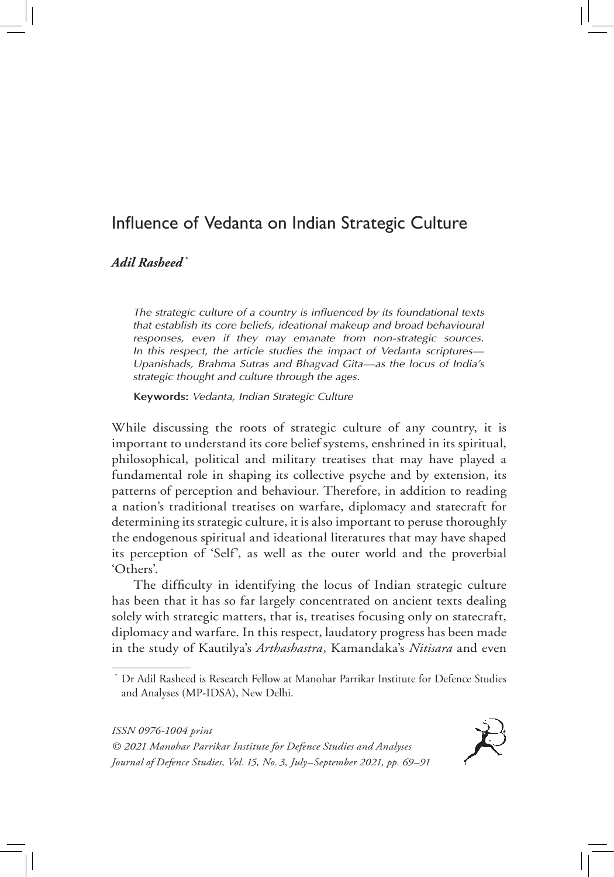# Influence of Vedanta on Indian Strategic Culture

***Adil Rasheed*** [*]

*The strategic culture of a country is influenced by its foundational texts that establish its core beliefs, ideational makeup and broad behavioural responses, even if they may emanate from non-strategic sources. In this respect, the article studies the impact of Vedanta scriptures—Upanishads, Brahma Sutras and Bhagvad Gita—as the locus of India's strategic thought and culture through the ages.*

**Keywords:** *Vedanta, Indian Strategic Culture*

While discussing the roots of strategic culture of any country, it is important to understand its core belief systems, enshrined in its spiritual, philosophical, political and military treatises that may have played a fundamental role in shaping its collective psyche and by extension, its patterns of perception and behaviour. Therefore, in addition to reading a nation's traditional treatises on warfare, diplomacy and statecraft for determining its strategic culture, it is also important to peruse thoroughly the endogenous spiritual and ideational literatures that may have shaped its perception of 'Self', as well as the outer world and the proverbial 'Others'.

The difficulty in identifying the locus of Indian strategic culture has been that it has so far largely concentrated on ancient texts dealing solely with strategic matters, that is, treatises focusing only on statecraft, diplomacy and warfare. In this respect, laudatory progress has been made in the study of Kautilya's *Arthashastra*, Kamandaka's *Nitisara* and even

[*] Dr Adil Rasheed is Research Fellow at Manohar Parrikar Institute for Defence Studies and Analyses (MP-IDSA), New Delhi.

*ISSN 0976-1004 print*
*© 2021 Manohar Parrikar Institute for Defence Studies and Analyses*
*Journal of Defence Studies, Vol. 15, No. 3, July–September 2021, pp. 69–91*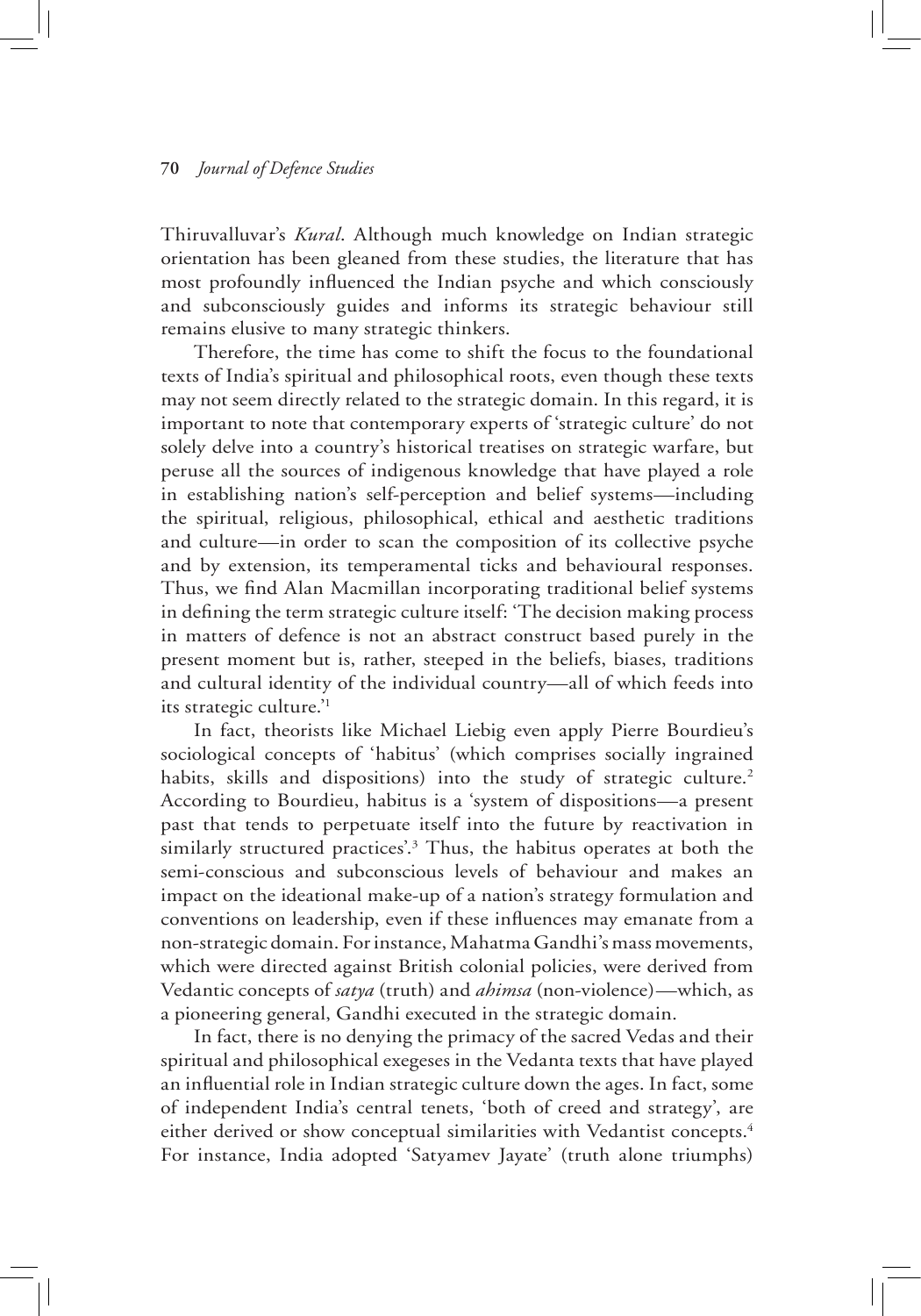Thiruvalluvar's *Kural*. Although much knowledge on Indian strategic orientation has been gleaned from these studies, the literature that has most profoundly influenced the Indian psyche and which consciously and subconsciously guides and informs its strategic behaviour still remains elusive to many strategic thinkers.

Therefore, the time has come to shift the focus to the foundational texts of India's spiritual and philosophical roots, even though these texts may not seem directly related to the strategic domain. In this regard, it is important to note that contemporary experts of 'strategic culture' do not solely delve into a country's historical treatises on strategic warfare, but peruse all the sources of indigenous knowledge that have played a role in establishing nation's self-perception and belief systems—including the spiritual, religious, philosophical, ethical and aesthetic traditions and culture—in order to scan the composition of its collective psyche and by extension, its temperamental ticks and behavioural responses. Thus, we find Alan Macmillan incorporating traditional belief systems in defining the term strategic culture itself: 'The decision making process in matters of defence is not an abstract construct based purely in the present moment but is, rather, steeped in the beliefs, biases, traditions and cultural identity of the individual country—all of which feeds into its strategic culture.'[1]

In fact, theorists like Michael Liebig even apply Pierre Bourdieu's sociological concepts of 'habitus' (which comprises socially ingrained habits, skills and dispositions) into the study of strategic culture.[2] According to Bourdieu, habitus is a 'system of dispositions—a present past that tends to perpetuate itself into the future by reactivation in similarly structured practices'.[3] Thus, the habitus operates at both the semi-conscious and subconscious levels of behaviour and makes an impact on the ideational make-up of a nation's strategy formulation and conventions on leadership, even if these influences may emanate from a non-strategic domain. For instance, Mahatma Gandhi's mass movements, which were directed against British colonial policies, were derived from Vedantic concepts of *satya* (truth) and *ahimsa* (non-violence)—which, as a pioneering general, Gandhi executed in the strategic domain.

In fact, there is no denying the primacy of the sacred Vedas and their spiritual and philosophical exegeses in the Vedanta texts that have played an influential role in Indian strategic culture down the ages. In fact, some of independent India's central tenets, 'both of creed and strategy', are either derived or show conceptual similarities with Vedantist concepts.[4] For instance, India adopted 'Satyamev Jayate' (truth alone triumphs)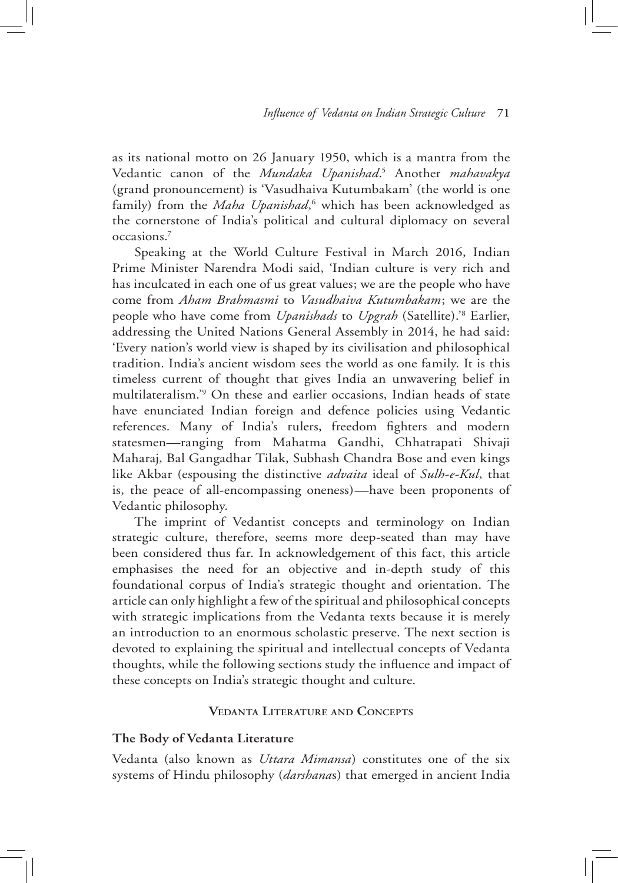as its national motto on 26 January 1950, which is a mantra from the Vedantic canon of the *Mundaka Upanishad*.[5] Another *mahavakya* (grand pronouncement) is 'Vasudhaiva Kutumbakam' (the world is one family) from the *Maha Upanishad*,[6] which has been acknowledged as the cornerstone of India's political and cultural diplomacy on several occasions.[7]

Speaking at the World Culture Festival in March 2016, Indian Prime Minister Narendra Modi said, 'Indian culture is very rich and has inculcated in each one of us great values; we are the people who have come from *Aham Brahmasmi* to *Vasudhaiva Kutumbakam*; we are the people who have come from *Upanishads* to *Upgrah* (Satellite).'[8] Earlier, addressing the United Nations General Assembly in 2014, he had said: 'Every nation's world view is shaped by its civilisation and philosophical tradition. India's ancient wisdom sees the world as one family. It is this timeless current of thought that gives India an unwavering belief in multilateralism.'[9] On these and earlier occasions, Indian heads of state have enunciated Indian foreign and defence policies using Vedantic references. Many of India's rulers, freedom fighters and modern statesmen—ranging from Mahatma Gandhi, Chhatrapati Shivaji Maharaj, Bal Gangadhar Tilak, Subhash Chandra Bose and even kings like Akbar (espousing the distinctive *advaita* ideal of *Sulh-e-Kul*, that is, the peace of all-encompassing oneness)—have been proponents of Vedantic philosophy.

The imprint of Vedantist concepts and terminology on Indian strategic culture, therefore, seems more deep-seated than may have been considered thus far. In acknowledgement of this fact, this article emphasises the need for an objective and in-depth study of this foundational corpus of India's strategic thought and orientation. The article can only highlight a few of the spiritual and philosophical concepts with strategic implications from the Vedanta texts because it is merely an introduction to an enormous scholastic preserve. The next section is devoted to explaining the spiritual and intellectual concepts of Vedanta thoughts, while the following sections study the influence and impact of these concepts on India's strategic thought and culture.

## Vedanta Literature and Concepts

### The Body of Vedanta Literature

Vedanta (also known as *Uttara Mimansa*) constitutes one of the six systems of Hindu philosophy (*darshana*s) that emerged in ancient India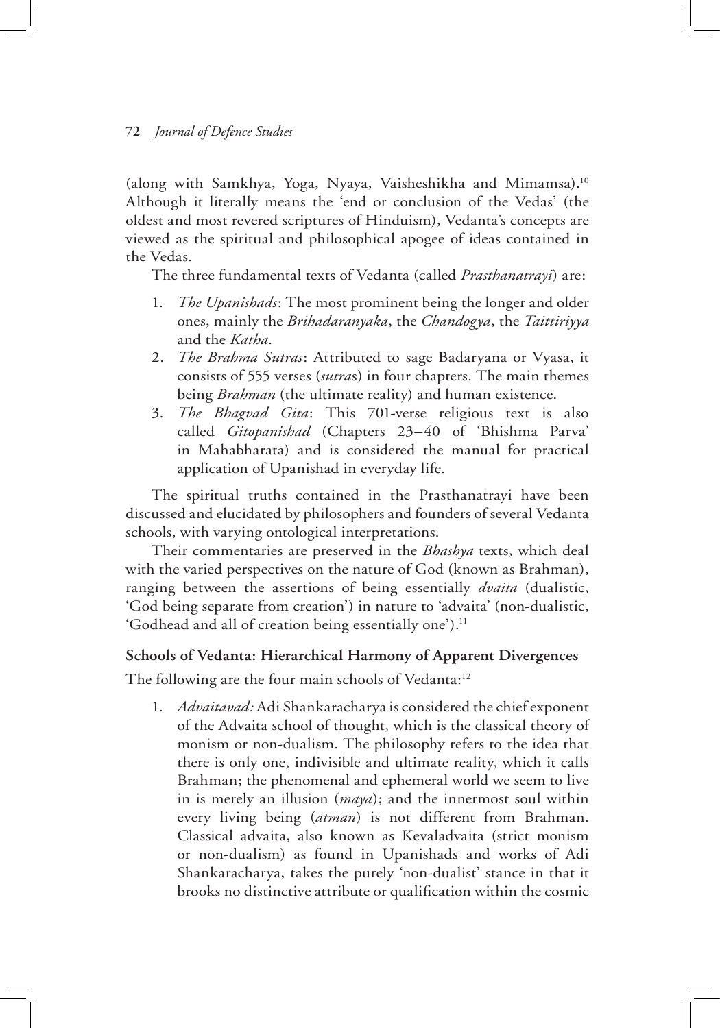(along with Samkhya, Yoga, Nyaya, Vaisheshikha and Mimamsa).[10] Although it literally means the 'end or conclusion of the Vedas' (the oldest and most revered scriptures of Hinduism), Vedanta's concepts are viewed as the spiritual and philosophical apogee of ideas contained in the Vedas.

The three fundamental texts of Vedanta (called *Prasthanatrayi*) are:

1. *The Upanishads*: The most prominent being the longer and older ones, mainly the *Brihadaranyaka*, the *Chandogya*, the *Taittiriyya* and the *Katha*.
2. *The Brahma Sutras*: Attributed to sage Badaryana or Vyasa, it consists of 555 verses (*sutra*s) in four chapters. The main themes being *Brahman* (the ultimate reality) and human existence.
3. *The Bhagvad Gita*: This 701-verse religious text is also called *Gitopanishad* (Chapters 23–40 of 'Bhishma Parva' in Mahabharata) and is considered the manual for practical application of Upanishad in everyday life.

The spiritual truths contained in the Prasthanatrayi have been discussed and elucidated by philosophers and founders of several Vedanta schools, with varying ontological interpretations.

Their commentaries are preserved in the *Bhashya* texts, which deal with the varied perspectives on the nature of God (known as Brahman), ranging between the assertions of being essentially *dvaita* (dualistic, 'God being separate from creation') in nature to 'advaita' (non-dualistic, 'Godhead and all of creation being essentially one').[11]

**Schools of Vedanta: Hierarchical Harmony of Apparent Divergences**

The following are the four main schools of Vedanta:[12]

1. *Advaitavad:* Adi Shankaracharya is considered the chief exponent of the Advaita school of thought, which is the classical theory of monism or non-dualism. The philosophy refers to the idea that there is only one, indivisible and ultimate reality, which it calls Brahman; the phenomenal and ephemeral world we seem to live in is merely an illusion (*maya*); and the innermost soul within every living being (*atman*) is not different from Brahman. Classical advaita, also known as Kevaladvaita (strict monism or non-dualism) as found in Upanishads and works of Adi Shankaracharya, takes the purely 'non-dualist' stance in that it brooks no distinctive attribute or qualification within the cosmic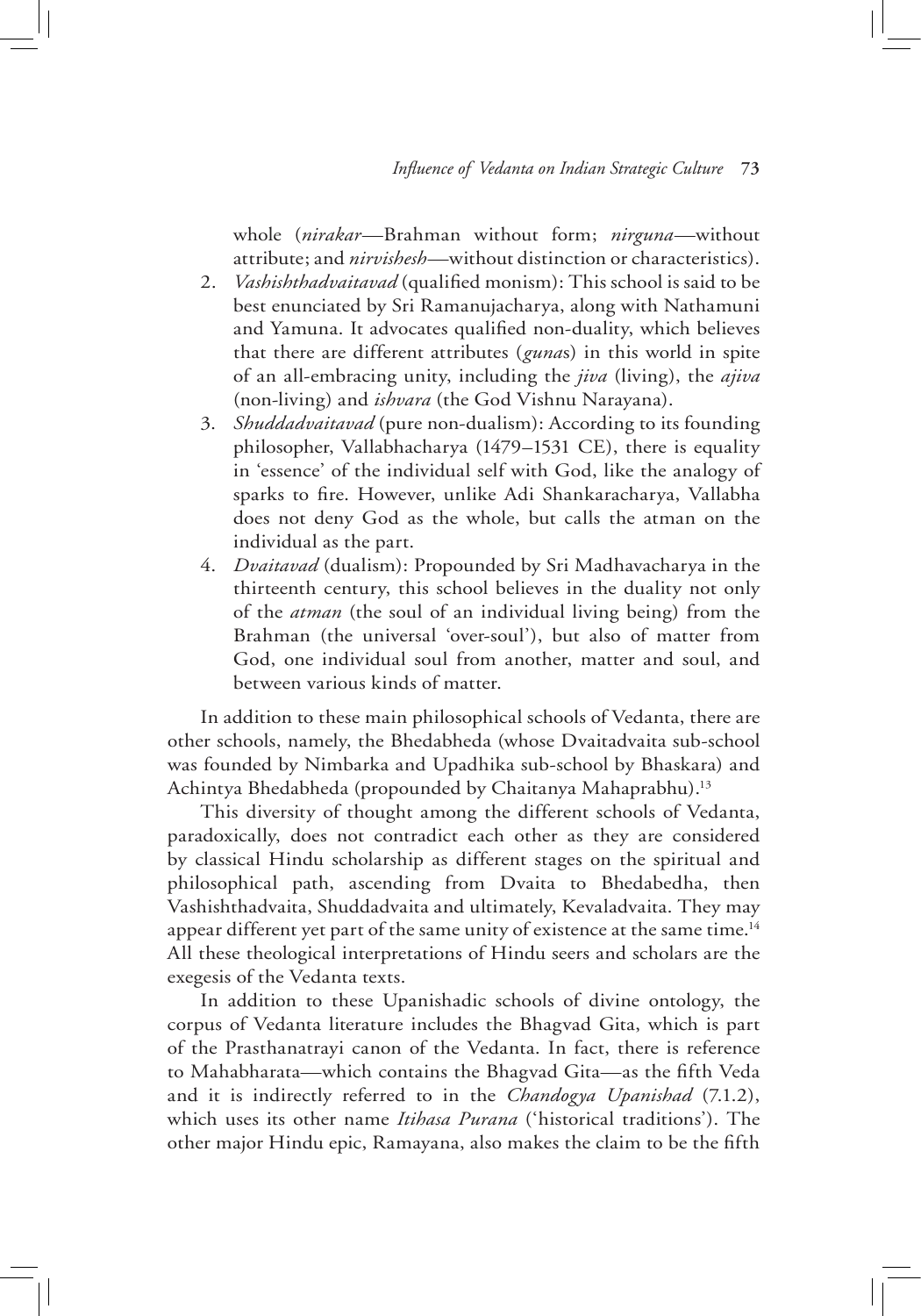whole (*nirakar*—Brahman without form; *nirguna*—without attribute; and *nirvishesh*—without distinction or characteristics).

2. *Vashishthadvaitavad* (qualified monism): This school is said to be best enunciated by Sri Ramanujacharya, along with Nathamuni and Yamuna. It advocates qualified non-duality, which believes that there are different attributes (*guna*s) in this world in spite of an all-embracing unity, including the *jiva* (living), the *ajiva* (non-living) and *ishvara* (the God Vishnu Narayana).
3. *Shuddadvaitavad* (pure non-dualism): According to its founding philosopher, Vallabhacharya (1479–1531 CE), there is equality in 'essence' of the individual self with God, like the analogy of sparks to fire. However, unlike Adi Shankaracharya, Vallabha does not deny God as the whole, but calls the atman on the individual as the part.
4. *Dvaitavad* (dualism): Propounded by Sri Madhavacharya in the thirteenth century, this school believes in the duality not only of the *atman* (the soul of an individual living being) from the Brahman (the universal 'over-soul'), but also of matter from God, one individual soul from another, matter and soul, and between various kinds of matter.

In addition to these main philosophical schools of Vedanta, there are other schools, namely, the Bhedabheda (whose Dvaitadvaita sub-school was founded by Nimbarka and Upadhika sub-school by Bhaskara) and Achintya Bhedabheda (propounded by Chaitanya Mahaprabhu).[13]

This diversity of thought among the different schools of Vedanta, paradoxically, does not contradict each other as they are considered by classical Hindu scholarship as different stages on the spiritual and philosophical path, ascending from Dvaita to Bhedabedha, then Vashishthadvaita, Shuddadvaita and ultimately, Kevaladvaita. They may appear different yet part of the same unity of existence at the same time.[14] All these theological interpretations of Hindu seers and scholars are the exegesis of the Vedanta texts.

In addition to these Upanishadic schools of divine ontology, the corpus of Vedanta literature includes the Bhagvad Gita, which is part of the Prasthanatrayi canon of the Vedanta. In fact, there is reference to Mahabharata—which contains the Bhagvad Gita—as the fifth Veda and it is indirectly referred to in the *Chandogya Upanishad* (7.1.2), which uses its other name *Itihasa Purana* ('historical traditions'). The other major Hindu epic, Ramayana, also makes the claim to be the fifth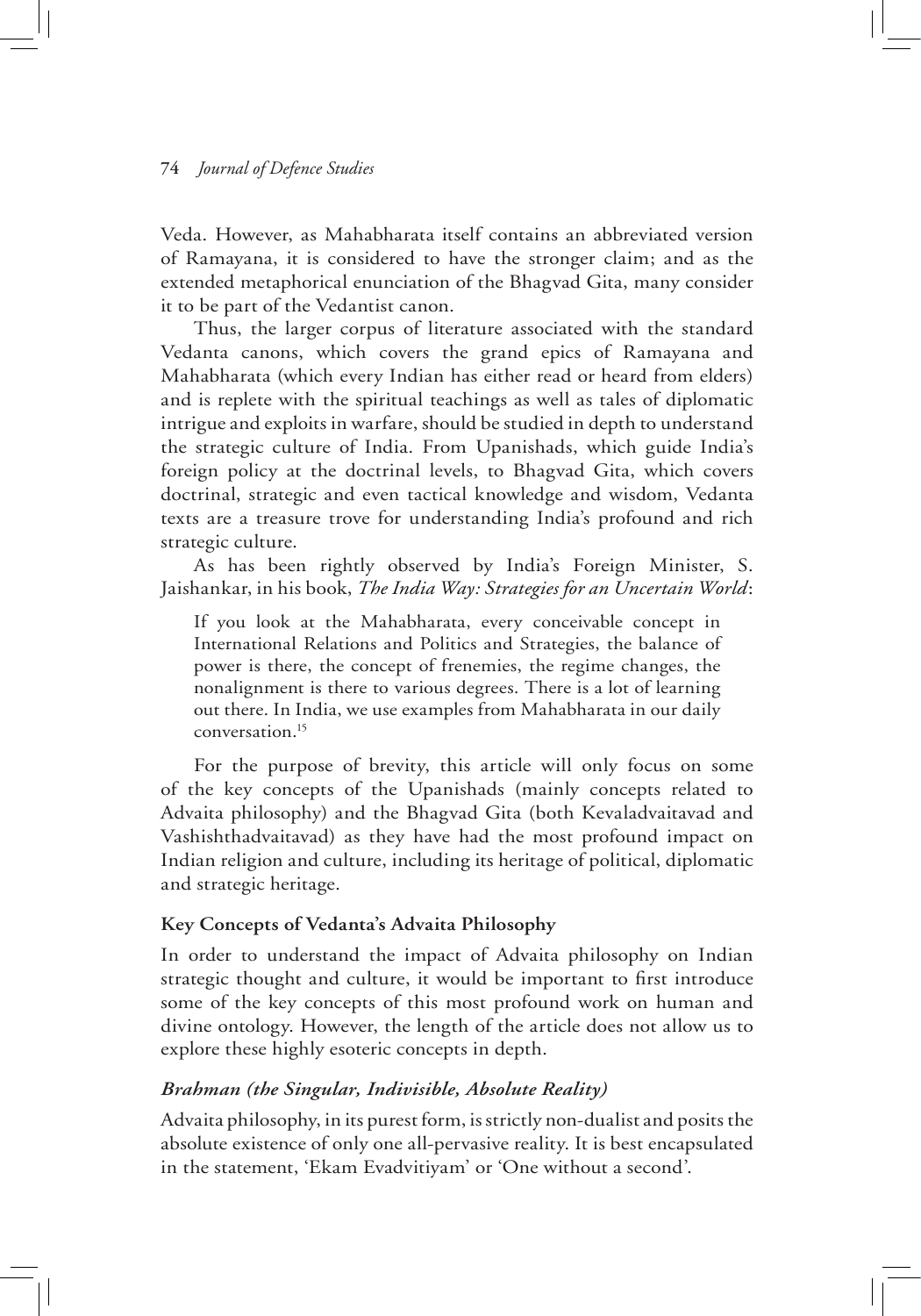Veda. However, as Mahabharata itself contains an abbreviated version of Ramayana, it is considered to have the stronger claim; and as the extended metaphorical enunciation of the Bhagvad Gita, many consider it to be part of the Vedantist canon.

Thus, the larger corpus of literature associated with the standard Vedanta canons, which covers the grand epics of Ramayana and Mahabharata (which every Indian has either read or heard from elders) and is replete with the spiritual teachings as well as tales of diplomatic intrigue and exploits in warfare, should be studied in depth to understand the strategic culture of India. From Upanishads, which guide India's foreign policy at the doctrinal levels, to Bhagvad Gita, which covers doctrinal, strategic and even tactical knowledge and wisdom, Vedanta texts are a treasure trove for understanding India's profound and rich strategic culture.

As has been rightly observed by India's Foreign Minister, S. Jaishankar, in his book, *The India Way: Strategies for an Uncertain World*:

> If you look at the Mahabharata, every conceivable concept in International Relations and Politics and Strategies, the balance of power is there, the concept of frenemies, the regime changes, the nonalignment is there to various degrees. There is a lot of learning out there. In India, we use examples from Mahabharata in our daily conversation.[15]

For the purpose of brevity, this article will only focus on some of the key concepts of the Upanishads (mainly concepts related to Advaita philosophy) and the Bhagvad Gita (both Kevaladvaitavad and Vashishthadvaitavad) as they have had the most profound impact on Indian religion and culture, including its heritage of political, diplomatic and strategic heritage.

### Key Concepts of Vedanta's Advaita Philosophy

In order to understand the impact of Advaita philosophy on Indian strategic thought and culture, it would be important to first introduce some of the key concepts of this most profound work on human and divine ontology. However, the length of the article does not allow us to explore these highly esoteric concepts in depth.

#### *Brahman (the Singular, Indivisible, Absolute Reality)*

Advaita philosophy, in its purest form, is strictly non-dualist and posits the absolute existence of only one all-pervasive reality. It is best encapsulated in the statement, 'Ekam Evadvitiyam' or 'One without a second'.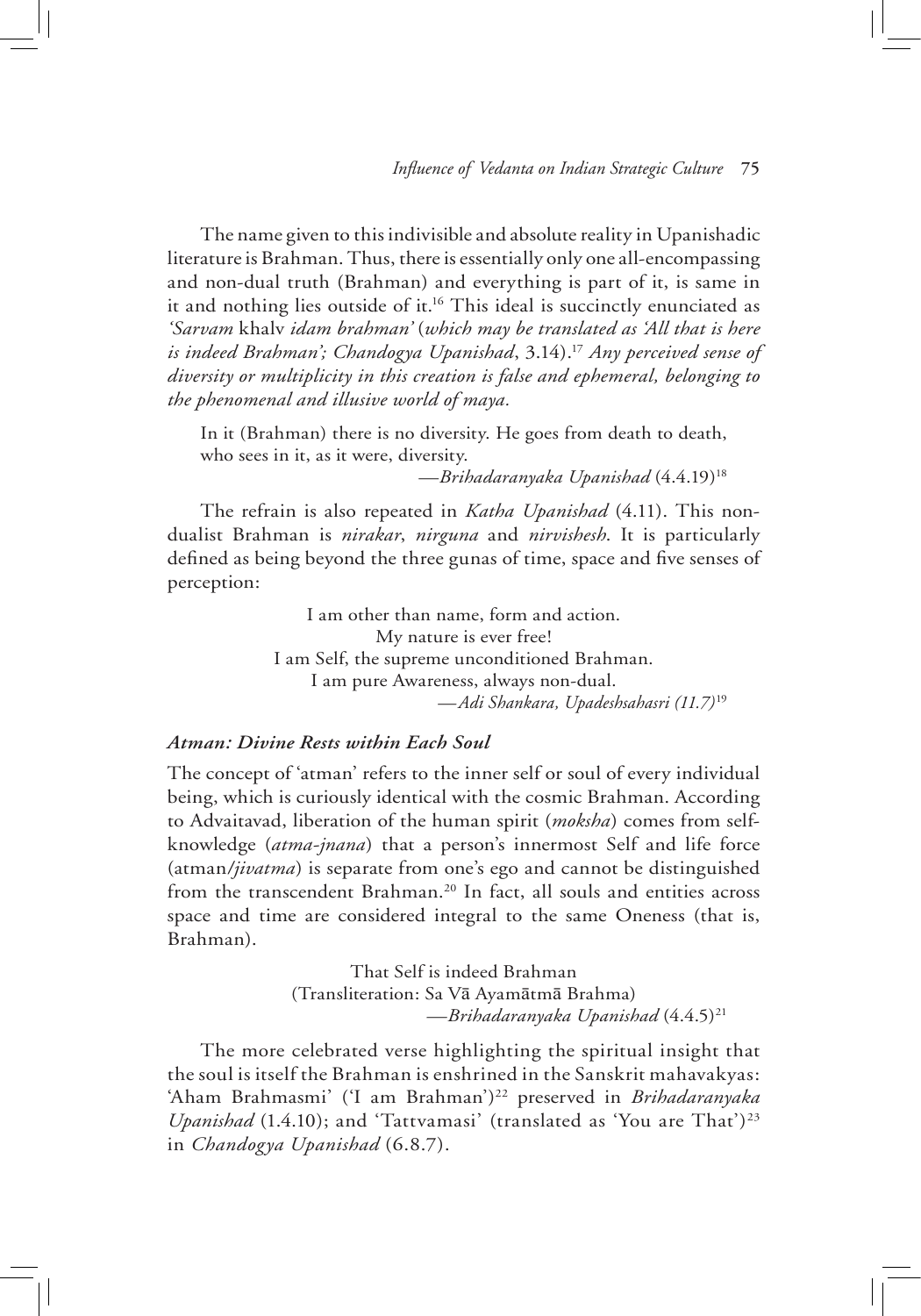The name given to this indivisible and absolute reality in Upanishadic literature is Brahman. Thus, there is essentially only one all-encompassing and non-dual truth (Brahman) and everything is part of it, is same in it and nothing lies outside of it.[16] This ideal is succinctly enunciated as *'Sarvam* khalv *idam brahman'* (*which may be translated as 'All that is here is indeed Brahman'; Chandogya Upanishad*, 3.14).[17] *Any perceived sense of diversity or multiplicity in this creation is false and ephemeral, belonging to the phenomenal and illusive world of maya.*

> In it (Brahman) there is no diversity. He goes from death to death, who sees in it, as it were, diversity.
>
> —*Brihadaranyaka Upanishad* (4.4.19)[18]

The refrain is also repeated in *Katha Upanishad* (4.11). This non-dualist Brahman is *nirakar*, *nirguna* and *nirvishesh*. It is particularly defined as being beyond the three gunas of time, space and five senses of perception:

> I am other than name, form and action.
> My nature is ever free!
> I am Self, the supreme unconditioned Brahman.
> I am pure Awareness, always non-dual.
>
> —*Adi Shankara, Upadeshsahasri (11.7)*[19]

### *Atman: Divine Rests within Each Soul*

The concept of 'atman' refers to the inner self or soul of every individual being, which is curiously identical with the cosmic Brahman. According to Advaitavad, liberation of the human spirit (*moksha*) comes from self-knowledge (*atma-jnana*) that a person's innermost Self and life force (atman/*jivatma*) is separate from one's ego and cannot be distinguished from the transcendent Brahman.[20] In fact, all souls and entities across space and time are considered integral to the same Oneness (that is, Brahman).

> That Self is indeed Brahman
> (Transliteration: Sa Vā Ayamātmā Brahma)
>
> —*Brihadaranyaka Upanishad* (4.4.5)[21]

The more celebrated verse highlighting the spiritual insight that the soul is itself the Brahman is enshrined in the Sanskrit mahavakyas: 'Aham Brahmasmi' ('I am Brahman')[22] preserved in *Brihadaranyaka Upanishad* (1.4.10); and 'Tattvamasi' (translated as 'You are That')[23] in *Chandogya Upanishad* (6.8.7).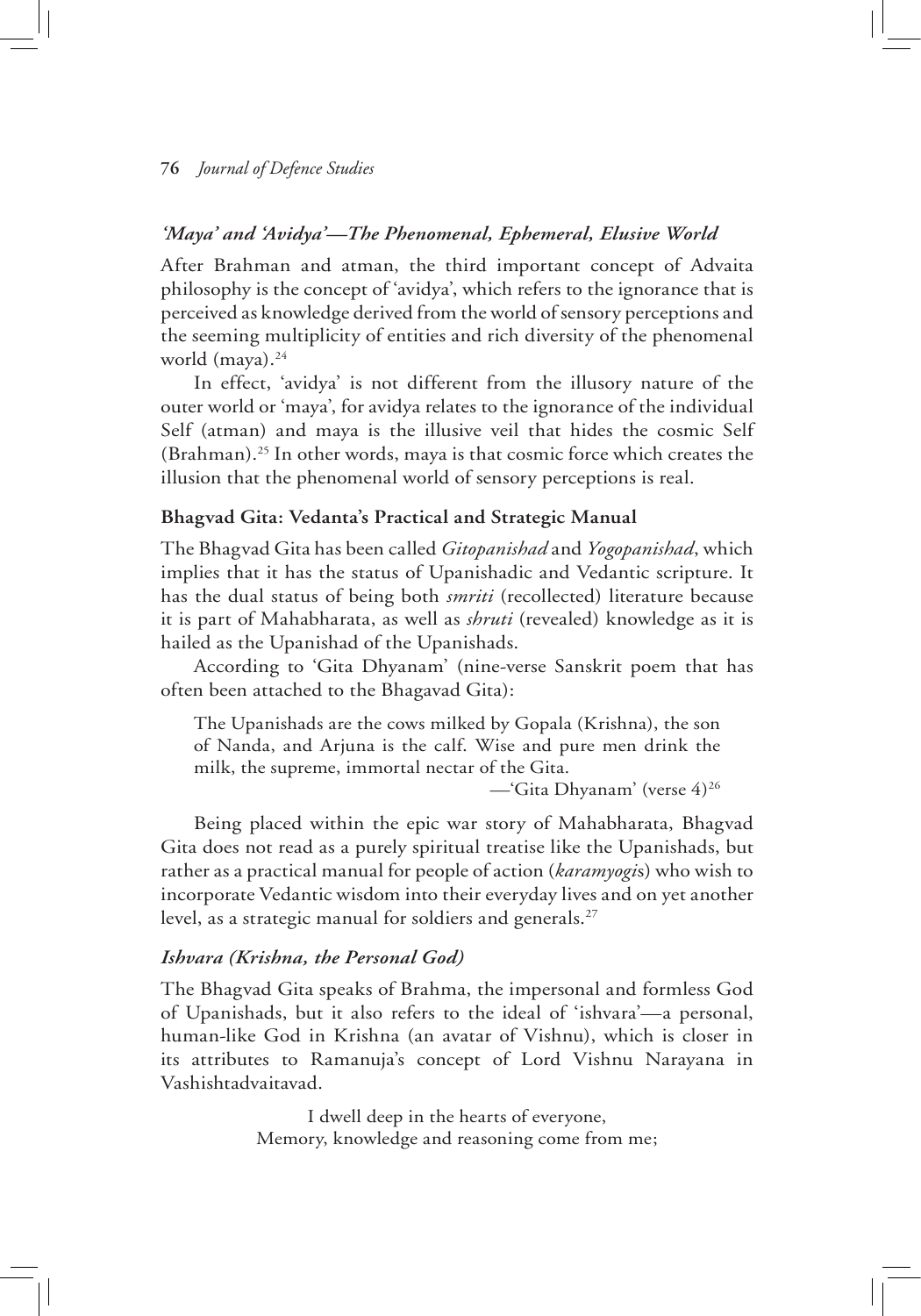### *'Maya' and 'Avidya'—The Phenomenal, Ephemeral, Elusive World*

After Brahman and atman, the third important concept of Advaita philosophy is the concept of 'avidya', which refers to the ignorance that is perceived as knowledge derived from the world of sensory perceptions and the seeming multiplicity of entities and rich diversity of the phenomenal world (maya).[24]

In effect, 'avidya' is not different from the illusory nature of the outer world or 'maya', for avidya relates to the ignorance of the individual Self (atman) and maya is the illusive veil that hides the cosmic Self (Brahman).[25] In other words, maya is that cosmic force which creates the illusion that the phenomenal world of sensory perceptions is real.

### **Bhagvad Gita: Vedanta's Practical and Strategic Manual**

The Bhagvad Gita has been called *Gitopanishad* and *Yogopanishad*, which implies that it has the status of Upanishadic and Vedantic scripture. It has the dual status of being both *smriti* (recollected) literature because it is part of Mahabharata, as well as *shruti* (revealed) knowledge as it is hailed as the Upanishad of the Upanishads.

According to 'Gita Dhyanam' (nine-verse Sanskrit poem that has often been attached to the Bhagavad Gita):

> The Upanishads are the cows milked by Gopala (Krishna), the son of Nanda, and Arjuna is the calf. Wise and pure men drink the milk, the supreme, immortal nectar of the Gita.
>
> —'Gita Dhyanam' (verse 4)[26]

Being placed within the epic war story of Mahabharata, Bhagvad Gita does not read as a purely spiritual treatise like the Upanishads, but rather as a practical manual for people of action (*karamyogi*s) who wish to incorporate Vedantic wisdom into their everyday lives and on yet another level, as a strategic manual for soldiers and generals.[27]

### *Ishvara (Krishna, the Personal God)*

The Bhagvad Gita speaks of Brahma, the impersonal and formless God of Upanishads, but it also refers to the ideal of 'ishvara'—a personal, human-like God in Krishna (an avatar of Vishnu), which is closer in its attributes to Ramanuja's concept of Lord Vishnu Narayana in Vashishtadvaitavad.

> I dwell deep in the hearts of everyone,
> Memory, knowledge and reasoning come from me;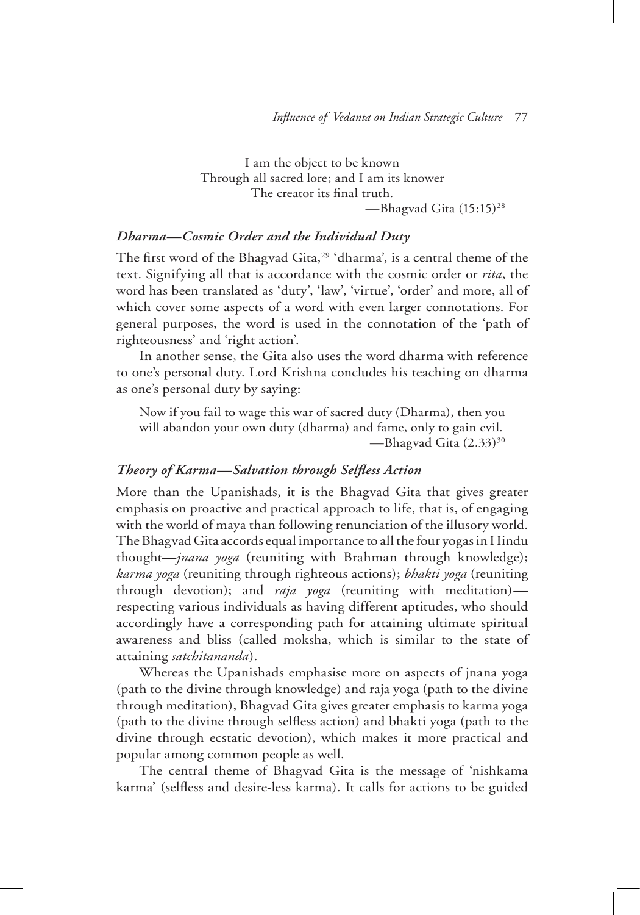I am the object to be known
Through all sacred lore; and I am its knower
The creator its final truth.

—Bhagvad Gita (15:15)[28]

### *Dharma—Cosmic Order and the Individual Duty*

The first word of the Bhagvad Gita,[29] 'dharma', is a central theme of the text. Signifying all that is accordance with the cosmic order or *rita*, the word has been translated as 'duty', 'law', 'virtue', 'order' and more, all of which cover some aspects of a word with even larger connotations. For general purposes, the word is used in the connotation of the 'path of righteousness' and 'right action'.

In another sense, the Gita also uses the word dharma with reference to one's personal duty. Lord Krishna concludes his teaching on dharma as one's personal duty by saying:

> Now if you fail to wage this war of sacred duty (Dharma), then you will abandon your own duty (dharma) and fame, only to gain evil.
>
> —Bhagvad Gita (2.33)[30]

### *Theory of Karma—Salvation through Selfless Action*

More than the Upanishads, it is the Bhagvad Gita that gives greater emphasis on proactive and practical approach to life, that is, of engaging with the world of maya than following renunciation of the illusory world. The Bhagvad Gita accords equal importance to all the four yogas in Hindu thought—*jnana yoga* (reuniting with Brahman through knowledge); *karma yoga* (reuniting through righteous actions); *bhakti yoga* (reuniting through devotion); and *raja yoga* (reuniting with meditation)—respecting various individuals as having different aptitudes, who should accordingly have a corresponding path for attaining ultimate spiritual awareness and bliss (called moksha, which is similar to the state of attaining *satchitananda*).

Whereas the Upanishads emphasise more on aspects of jnana yoga (path to the divine through knowledge) and raja yoga (path to the divine through meditation), Bhagvad Gita gives greater emphasis to karma yoga (path to the divine through selfless action) and bhakti yoga (path to the divine through ecstatic devotion), which makes it more practical and popular among common people as well.

The central theme of Bhagvad Gita is the message of 'nishkama karma' (selfless and desire-less karma). It calls for actions to be guided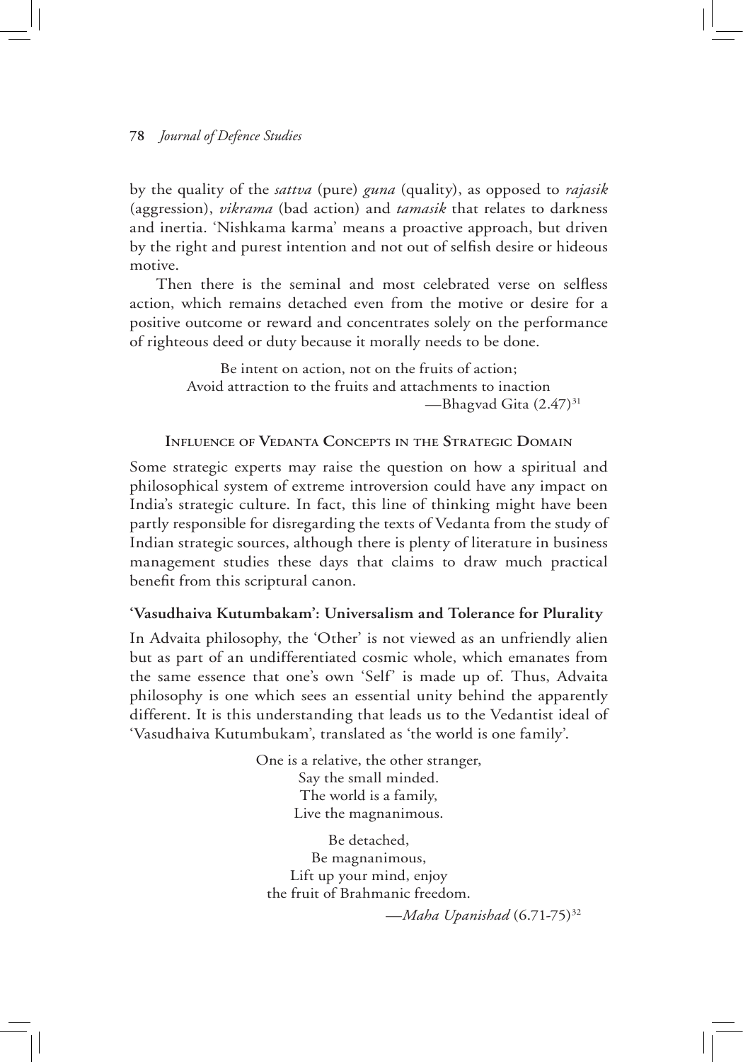by the quality of the *sattva* (pure) *guna* (quality), as opposed to *rajasik* (aggression), *vikrama* (bad action) and *tamasik* that relates to darkness and inertia. 'Nishkama karma' means a proactive approach, but driven by the right and purest intention and not out of selfish desire or hideous motive.

Then there is the seminal and most celebrated verse on selfless action, which remains detached even from the motive or desire for a positive outcome or reward and concentrates solely on the performance of righteous deed or duty because it morally needs to be done.

> Be intent on action, not on the fruits of action;
> Avoid attraction to the fruits and attachments to inaction
> —Bhagvad Gita (2.47)[31]

### Influence of Vedanta Concepts in the Strategic Domain

Some strategic experts may raise the question on how a spiritual and philosophical system of extreme introversion could have any impact on India's strategic culture. In fact, this line of thinking might have been partly responsible for disregarding the texts of Vedanta from the study of Indian strategic sources, although there is plenty of literature in business management studies these days that claims to draw much practical benefit from this scriptural canon.

#### 'Vasudhaiva Kutumbakam': Universalism and Tolerance for Plurality

In Advaita philosophy, the 'Other' is not viewed as an unfriendly alien but as part of an undifferentiated cosmic whole, which emanates from the same essence that one's own 'Self' is made up of. Thus, Advaita philosophy is one which sees an essential unity behind the apparently different. It is this understanding that leads us to the Vedantist ideal of 'Vasudhaiva Kutumbukam', translated as 'the world is one family'.

> One is a relative, the other stranger,
> Say the small minded.
> The world is a family,
> Live the magnanimous.
>
> Be detached,
> Be magnanimous,
> Lift up your mind, enjoy
> the fruit of Brahmanic freedom.
> —*Maha Upanishad* (6.71-75)[32]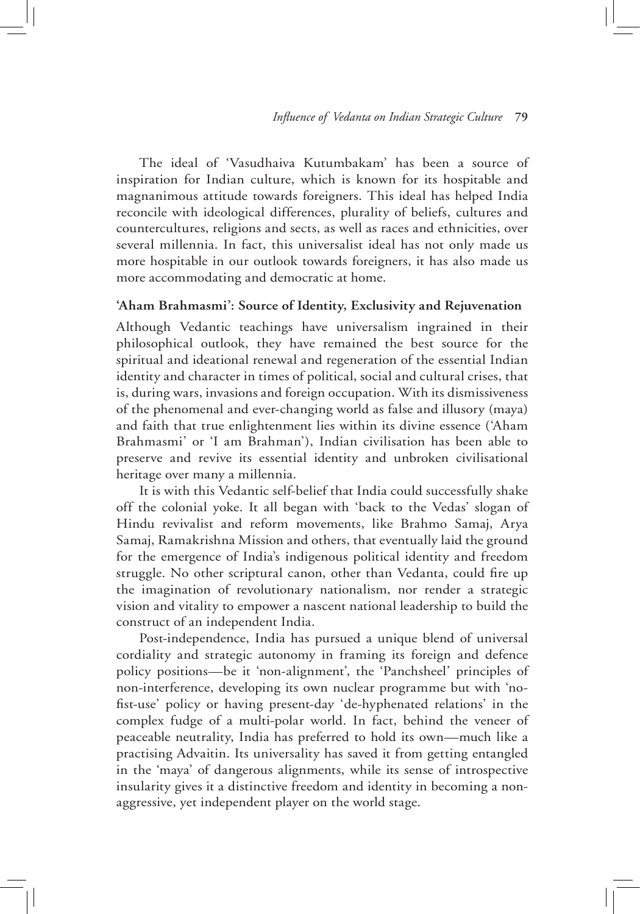The ideal of 'Vasudhaiva Kutumbakam' has been a source of inspiration for Indian culture, which is known for its hospitable and magnanimous attitude towards foreigners. This ideal has helped India reconcile with ideological differences, plurality of beliefs, cultures and countercultures, religions and sects, as well as races and ethnicities, over several millennia. In fact, this universalist ideal has not only made us more hospitable in our outlook towards foreigners, it has also made us more accommodating and democratic at home.

### 'Aham Brahmasmi': Source of Identity, Exclusivity and Rejuvenation

Although Vedantic teachings have universalism ingrained in their philosophical outlook, they have remained the best source for the spiritual and ideational renewal and regeneration of the essential Indian identity and character in times of political, social and cultural crises, that is, during wars, invasions and foreign occupation. With its dismissiveness of the phenomenal and ever-changing world as false and illusory (maya) and faith that true enlightenment lies within its divine essence ('Aham Brahmasmi' or 'I am Brahman'), Indian civilisation has been able to preserve and revive its essential identity and unbroken civilisational heritage over many a millennia.

It is with this Vedantic self-belief that India could successfully shake off the colonial yoke. It all began with 'back to the Vedas' slogan of Hindu revivalist and reform movements, like Brahmo Samaj, Arya Samaj, Ramakrishna Mission and others, that eventually laid the ground for the emergence of India's indigenous political identity and freedom struggle. No other scriptural canon, other than Vedanta, could fire up the imagination of revolutionary nationalism, nor render a strategic vision and vitality to empower a nascent national leadership to build the construct of an independent India.

Post-independence, India has pursued a unique blend of universal cordiality and strategic autonomy in framing its foreign and defence policy positions—be it 'non-alignment', the 'Panchsheel' principles of non-interference, developing its own nuclear programme but with 'no-fist-use' policy or having present-day 'de-hyphenated relations' in the complex fudge of a multi-polar world. In fact, behind the veneer of peaceable neutrality, India has preferred to hold its own—much like a practising Advaitin. Its universality has saved it from getting entangled in the 'maya' of dangerous alignments, while its sense of introspective insularity gives it a distinctive freedom and identity in becoming a non-aggressive, yet independent player on the world stage.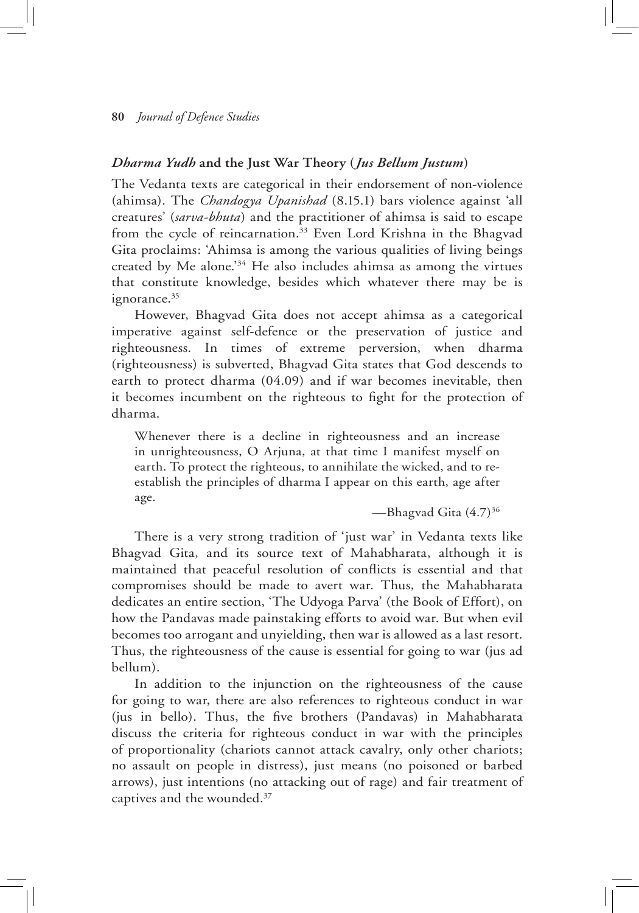### *Dharma Yudh* and the Just War Theory (*Jus Bellum Justum*)

The Vedanta texts are categorical in their endorsement of non-violence (ahimsa). The *Chandogya Upanishad* (8.15.1) bars violence against 'all creatures' (*sarva-bhuta*) and the practitioner of ahimsa is said to escape from the cycle of reincarnation.[33] Even Lord Krishna in the Bhagvad Gita proclaims: 'Ahimsa is among the various qualities of living beings created by Me alone.'[34] He also includes ahimsa as among the virtues that constitute knowledge, besides which whatever there may be is ignorance.[35]

However, Bhagvad Gita does not accept ahimsa as a categorical imperative against self-defence or the preservation of justice and righteousness. In times of extreme perversion, when dharma (righteousness) is subverted, Bhagvad Gita states that God descends to earth to protect dharma (04.09) and if war becomes inevitable, then it becomes incumbent on the righteous to fight for the protection of dharma.

> Whenever there is a decline in righteousness and an increase in unrighteousness, O Arjuna, at that time I manifest myself on earth. To protect the righteous, to annihilate the wicked, and to re-establish the principles of dharma I appear on this earth, age after age.
>
> —Bhagvad Gita (4.7)[36]

There is a very strong tradition of 'just war' in Vedanta texts like Bhagvad Gita, and its source text of Mahabharata, although it is maintained that peaceful resolution of conflicts is essential and that compromises should be made to avert war. Thus, the Mahabharata dedicates an entire section, 'The Udyoga Parva' (the Book of Effort), on how the Pandavas made painstaking efforts to avoid war. But when evil becomes too arrogant and unyielding, then war is allowed as a last resort. Thus, the righteousness of the cause is essential for going to war (jus ad bellum).

In addition to the injunction on the righteousness of the cause for going to war, there are also references to righteous conduct in war (jus in bello). Thus, the five brothers (Pandavas) in Mahabharata discuss the criteria for righteous conduct in war with the principles of proportionality (chariots cannot attack cavalry, only other chariots; no assault on people in distress), just means (no poisoned or barbed arrows), just intentions (no attacking out of rage) and fair treatment of captives and the wounded.[37]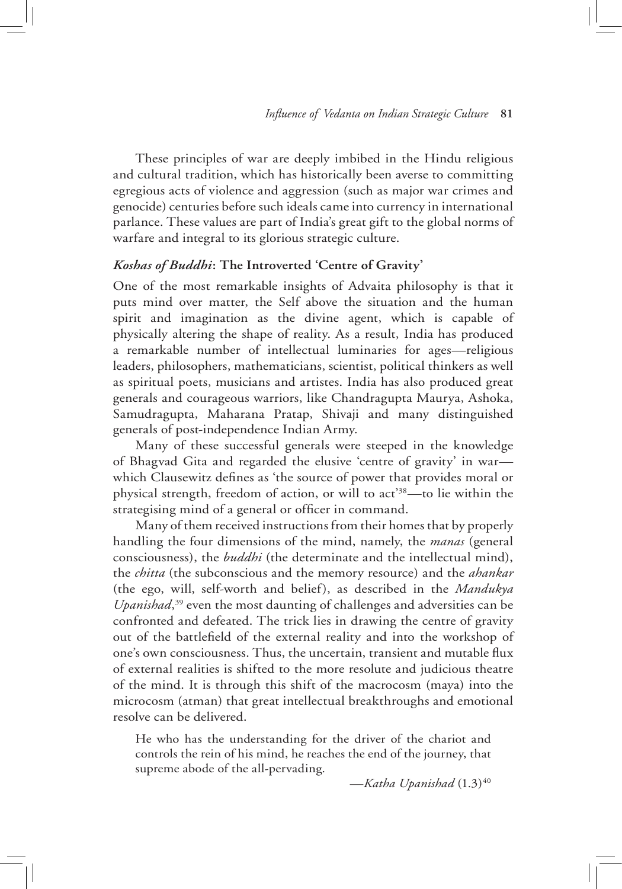These principles of war are deeply imbibed in the Hindu religious and cultural tradition, which has historically been averse to committing egregious acts of violence and aggression (such as major war crimes and genocide) centuries before such ideals came into currency in international parlance. These values are part of India's great gift to the global norms of warfare and integral to its glorious strategic culture.

### *Koshas of Buddhi*: The Introverted 'Centre of Gravity'

One of the most remarkable insights of Advaita philosophy is that it puts mind over matter, the Self above the situation and the human spirit and imagination as the divine agent, which is capable of physically altering the shape of reality. As a result, India has produced a remarkable number of intellectual luminaries for ages—religious leaders, philosophers, mathematicians, scientist, political thinkers as well as spiritual poets, musicians and artistes. India has also produced great generals and courageous warriors, like Chandragupta Maurya, Ashoka, Samudragupta, Maharana Pratap, Shivaji and many distinguished generals of post-independence Indian Army.

Many of these successful generals were steeped in the knowledge of Bhagvad Gita and regarded the elusive 'centre of gravity' in war—which Clausewitz defines as 'the source of power that provides moral or physical strength, freedom of action, or will to act'[38]—to lie within the strategising mind of a general or officer in command.

Many of them received instructions from their homes that by properly handling the four dimensions of the mind, namely, the *manas* (general consciousness), the *buddhi* (the determinate and the intellectual mind), the *chitta* (the subconscious and the memory resource) and the *ahankar* (the ego, will, self-worth and belief), as described in the *Mandukya Upanishad*,[39] even the most daunting of challenges and adversities can be confronted and defeated. The trick lies in drawing the centre of gravity out of the battlefield of the external reality and into the workshop of one's own consciousness. Thus, the uncertain, transient and mutable flux of external realities is shifted to the more resolute and judicious theatre of the mind. It is through this shift of the macrocosm (maya) into the microcosm (atman) that great intellectual breakthroughs and emotional resolve can be delivered.

> He who has the understanding for the driver of the chariot and controls the rein of his mind, he reaches the end of the journey, that supreme abode of the all-pervading.
>
> —*Katha Upanishad* (1.3)[40]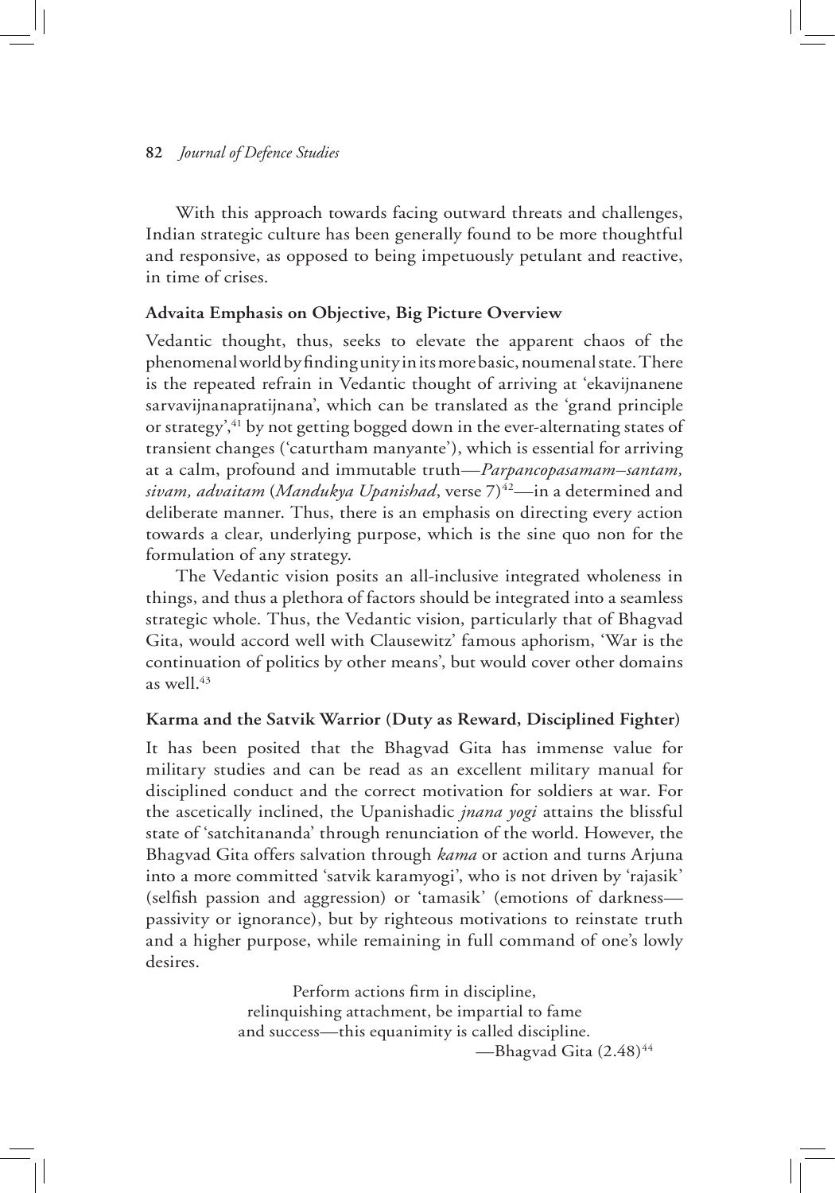With this approach towards facing outward threats and challenges, Indian strategic culture has been generally found to be more thoughtful and responsive, as opposed to being impetuously petulant and reactive, in time of crises.

### Advaita Emphasis on Objective, Big Picture Overview

Vedantic thought, thus, seeks to elevate the apparent chaos of the phenomenal world by finding unity in its more basic, noumenal state. There is the repeated refrain in Vedantic thought of arriving at 'ekavijnanene sarvavijnanapratijnana', which can be translated as the 'grand principle or strategy',[41] by not getting bogged down in the ever-alternating states of transient changes ('caturtham manyante'), which is essential for arriving at a calm, profound and immutable truth—*Parpancopasamam–santam, sivam, advaitam* (*Mandukya Upanishad*, verse 7)[42]—in a determined and deliberate manner. Thus, there is an emphasis on directing every action towards a clear, underlying purpose, which is the sine quo non for the formulation of any strategy.

The Vedantic vision posits an all-inclusive integrated wholeness in things, and thus a plethora of factors should be integrated into a seamless strategic whole. Thus, the Vedantic vision, particularly that of Bhagvad Gita, would accord well with Clausewitz' famous aphorism, 'War is the continuation of politics by other means', but would cover other domains as well.[43]

### Karma and the Satvik Warrior (Duty as Reward, Disciplined Fighter)

It has been posited that the Bhagvad Gita has immense value for military studies and can be read as an excellent military manual for disciplined conduct and the correct motivation for soldiers at war. For the ascetically inclined, the Upanishadic *jnana yogi* attains the blissful state of 'satchitananda' through renunciation of the world. However, the Bhagvad Gita offers salvation through *kama* or action and turns Arjuna into a more committed 'satvik karamyogi', who is not driven by 'rajasik' (selfish passion and aggression) or 'tamasik' (emotions of darkness—passivity or ignorance), but by righteous motivations to reinstate truth and a higher purpose, while remaining in full command of one's lowly desires.

> Perform actions firm in discipline,
> relinquishing attachment, be impartial to fame
> and success—this equanimity is called discipline.
>
> —Bhagvad Gita (2.48)[44]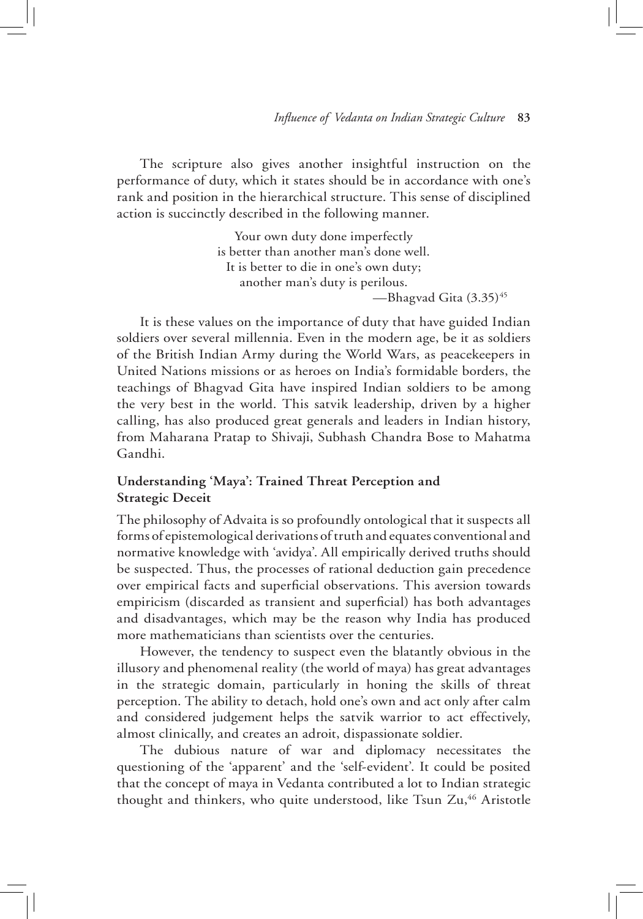The scripture also gives another insightful instruction on the performance of duty, which it states should be in accordance with one's rank and position in the hierarchical structure. This sense of disciplined action is succinctly described in the following manner.

> Your own duty done imperfectly
> is better than another man's done well.
> It is better to die in one's own duty;
> another man's duty is perilous.
>
> —Bhagvad Gita (3.35)[45]

It is these values on the importance of duty that have guided Indian soldiers over several millennia. Even in the modern age, be it as soldiers of the British Indian Army during the World Wars, as peacekeepers in United Nations missions or as heroes on India's formidable borders, the teachings of Bhagvad Gita have inspired Indian soldiers to be among the very best in the world. This satvik leadership, driven by a higher calling, has also produced great generals and leaders in Indian history, from Maharana Pratap to Shivaji, Subhash Chandra Bose to Mahatma Gandhi.

## Understanding 'Maya': Trained Threat Perception and Strategic Deceit

The philosophy of Advaita is so profoundly ontological that it suspects all forms of epistemological derivations of truth and equates conventional and normative knowledge with 'avidya'. All empirically derived truths should be suspected. Thus, the processes of rational deduction gain precedence over empirical facts and superficial observations. This aversion towards empiricism (discarded as transient and superficial) has both advantages and disadvantages, which may be the reason why India has produced more mathematicians than scientists over the centuries.

However, the tendency to suspect even the blatantly obvious in the illusory and phenomenal reality (the world of maya) has great advantages in the strategic domain, particularly in honing the skills of threat perception. The ability to detach, hold one's own and act only after calm and considered judgement helps the satvik warrior to act effectively, almost clinically, and creates an adroit, dispassionate soldier.

The dubious nature of war and diplomacy necessitates the questioning of the 'apparent' and the 'self-evident'. It could be posited that the concept of maya in Vedanta contributed a lot to Indian strategic thought and thinkers, who quite understood, like Tsun Zu,[46] Aristotle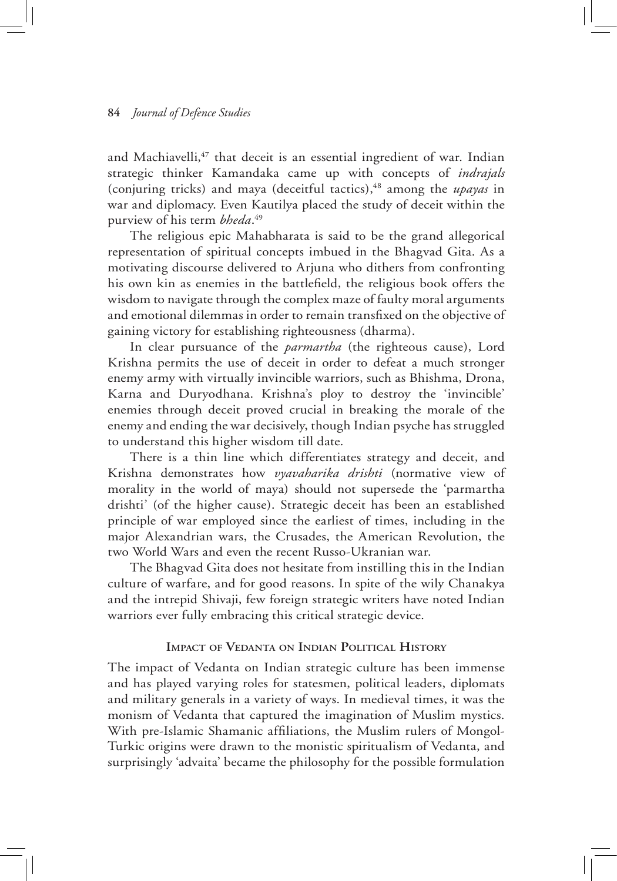and Machiavelli,[47] that deceit is an essential ingredient of war. Indian strategic thinker Kamandaka came up with concepts of *indrajals* (conjuring tricks) and maya (deceitful tactics),[48] among the *upayas* in war and diplomacy. Even Kautilya placed the study of deceit within the purview of his term *bheda*.[49]

The religious epic Mahabharata is said to be the grand allegorical representation of spiritual concepts imbued in the Bhagvad Gita. As a motivating discourse delivered to Arjuna who dithers from confronting his own kin as enemies in the battlefield, the religious book offers the wisdom to navigate through the complex maze of faulty moral arguments and emotional dilemmas in order to remain transfixed on the objective of gaining victory for establishing righteousness (dharma).

In clear pursuance of the *parmartha* (the righteous cause), Lord Krishna permits the use of deceit in order to defeat a much stronger enemy army with virtually invincible warriors, such as Bhishma, Drona, Karna and Duryodhana. Krishna's ploy to destroy the 'invincible' enemies through deceit proved crucial in breaking the morale of the enemy and ending the war decisively, though Indian psyche has struggled to understand this higher wisdom till date.

There is a thin line which differentiates strategy and deceit, and Krishna demonstrates how *vyavaharika drishti* (normative view of morality in the world of maya) should not supersede the 'parmartha drishti' (of the higher cause). Strategic deceit has been an established principle of war employed since the earliest of times, including in the major Alexandrian wars, the Crusades, the American Revolution, the two World Wars and even the recent Russo-Ukranian war.

The Bhagvad Gita does not hesitate from instilling this in the Indian culture of warfare, and for good reasons. In spite of the wily Chanakya and the intrepid Shivaji, few foreign strategic writers have noted Indian warriors ever fully embracing this critical strategic device.

## Impact of Vedanta on Indian Political History

The impact of Vedanta on Indian strategic culture has been immense and has played varying roles for statesmen, political leaders, diplomats and military generals in a variety of ways. In medieval times, it was the monism of Vedanta that captured the imagination of Muslim mystics. With pre-Islamic Shamanic affiliations, the Muslim rulers of Mongol-Turkic origins were drawn to the monistic spiritualism of Vedanta, and surprisingly 'advaita' became the philosophy for the possible formulation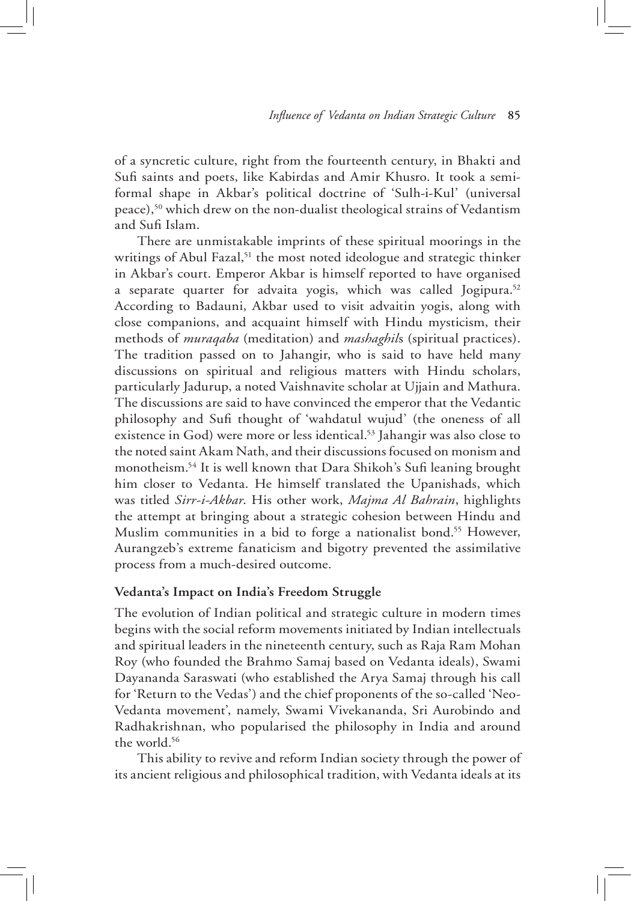of a syncretic culture, right from the fourteenth century, in Bhakti and Sufi saints and poets, like Kabirdas and Amir Khusro. It took a semi-formal shape in Akbar's political doctrine of 'Sulh-i-Kul' (universal peace),[50] which drew on the non-dualist theological strains of Vedantism and Sufi Islam.

There are unmistakable imprints of these spiritual moorings in the writings of Abul Fazal,[51] the most noted ideologue and strategic thinker in Akbar's court. Emperor Akbar is himself reported to have organised a separate quarter for advaita yogis, which was called Jogipura.[52] According to Badauni, Akbar used to visit advaitin yogis, along with close companions, and acquaint himself with Hindu mysticism, their methods of *muraqaba* (meditation) and *mashaghil*s (spiritual practices). The tradition passed on to Jahangir, who is said to have held many discussions on spiritual and religious matters with Hindu scholars, particularly Jadurup, a noted Vaishnavite scholar at Ujjain and Mathura. The discussions are said to have convinced the emperor that the Vedantic philosophy and Sufi thought of 'wahdatul wujud' (the oneness of all existence in God) were more or less identical.[53] Jahangir was also close to the noted saint Akam Nath, and their discussions focused on monism and monotheism.[54] It is well known that Dara Shikoh's Sufi leaning brought him closer to Vedanta. He himself translated the Upanishads, which was titled *Sirr-i-Akbar*. His other work, *Majma Al Bahrain*, highlights the attempt at bringing about a strategic cohesion between Hindu and Muslim communities in a bid to forge a nationalist bond.[55] However, Aurangzeb's extreme fanaticism and bigotry prevented the assimilative process from a much-desired outcome.

## Vedanta's Impact on India's Freedom Struggle

The evolution of Indian political and strategic culture in modern times begins with the social reform movements initiated by Indian intellectuals and spiritual leaders in the nineteenth century, such as Raja Ram Mohan Roy (who founded the Brahmo Samaj based on Vedanta ideals), Swami Dayananda Saraswati (who established the Arya Samaj through his call for 'Return to the Vedas') and the chief proponents of the so-called 'Neo-Vedanta movement', namely, Swami Vivekananda, Sri Aurobindo and Radhakrishnan, who popularised the philosophy in India and around the world.[56]

This ability to revive and reform Indian society through the power of its ancient religious and philosophical tradition, with Vedanta ideals at its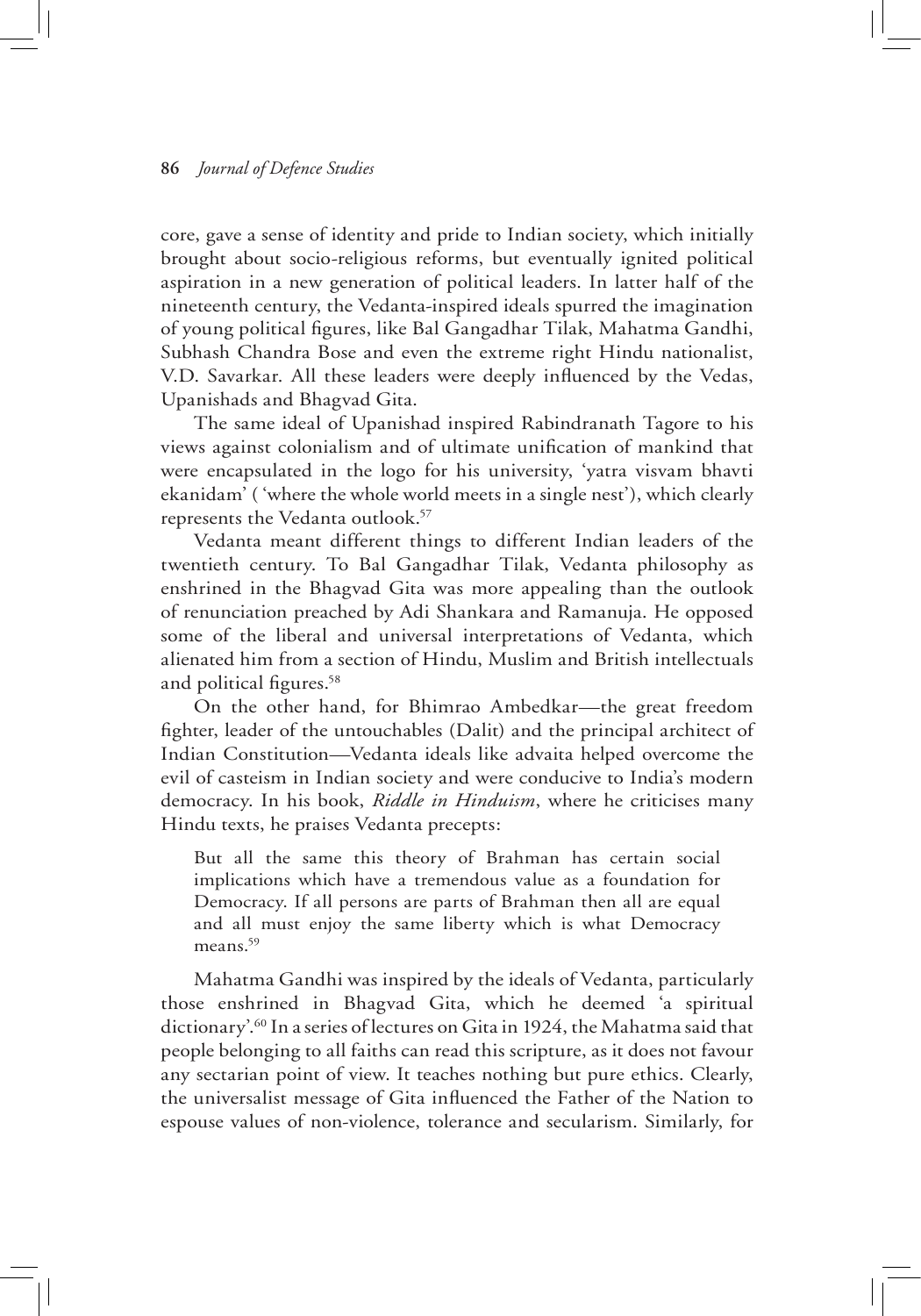core, gave a sense of identity and pride to Indian society, which initially brought about socio-religious reforms, but eventually ignited political aspiration in a new generation of political leaders. In latter half of the nineteenth century, the Vedanta-inspired ideals spurred the imagination of young political figures, like Bal Gangadhar Tilak, Mahatma Gandhi, Subhash Chandra Bose and even the extreme right Hindu nationalist, V.D. Savarkar. All these leaders were deeply influenced by the Vedas, Upanishads and Bhagvad Gita.

The same ideal of Upanishad inspired Rabindranath Tagore to his views against colonialism and of ultimate unification of mankind that were encapsulated in the logo for his university, 'yatra visvam bhavti ekanidam' ( 'where the whole world meets in a single nest'), which clearly represents the Vedanta outlook.[57]

Vedanta meant different things to different Indian leaders of the twentieth century. To Bal Gangadhar Tilak, Vedanta philosophy as enshrined in the Bhagvad Gita was more appealing than the outlook of renunciation preached by Adi Shankara and Ramanuja. He opposed some of the liberal and universal interpretations of Vedanta, which alienated him from a section of Hindu, Muslim and British intellectuals and political figures.[58]

On the other hand, for Bhimrao Ambedkar—the great freedom fighter, leader of the untouchables (Dalit) and the principal architect of Indian Constitution—Vedanta ideals like advaita helped overcome the evil of casteism in Indian society and were conducive to India's modern democracy. In his book, *Riddle in Hinduism*, where he criticises many Hindu texts, he praises Vedanta precepts:

> But all the same this theory of Brahman has certain social implications which have a tremendous value as a foundation for Democracy. If all persons are parts of Brahman then all are equal and all must enjoy the same liberty which is what Democracy means.[59]

Mahatma Gandhi was inspired by the ideals of Vedanta, particularly those enshrined in Bhagvad Gita, which he deemed 'a spiritual dictionary'.[60] In a series of lectures on Gita in 1924, the Mahatma said that people belonging to all faiths can read this scripture, as it does not favour any sectarian point of view. It teaches nothing but pure ethics. Clearly, the universalist message of Gita influenced the Father of the Nation to espouse values of non-violence, tolerance and secularism. Similarly, for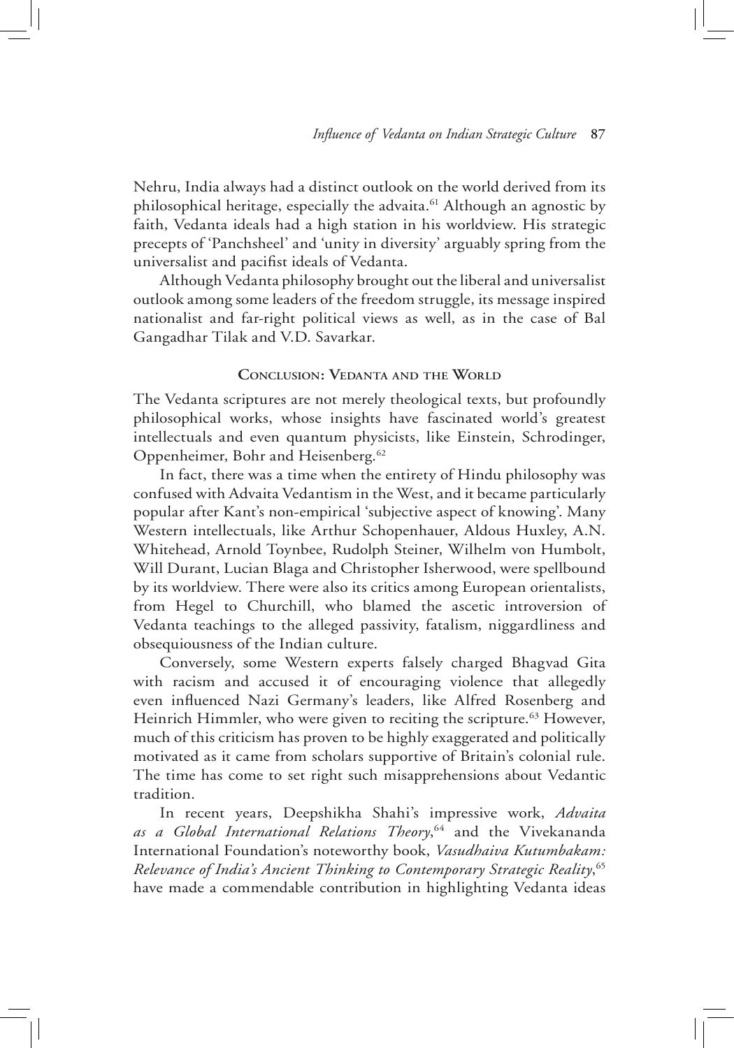Nehru, India always had a distinct outlook on the world derived from its philosophical heritage, especially the advaita.[61] Although an agnostic by faith, Vedanta ideals had a high station in his worldview. His strategic precepts of 'Panchsheel' and 'unity in diversity' arguably spring from the universalist and pacifist ideals of Vedanta.

Although Vedanta philosophy brought out the liberal and universalist outlook among some leaders of the freedom struggle, its message inspired nationalist and far-right political views as well, as in the case of Bal Gangadhar Tilak and V.D. Savarkar.

## Conclusion: Vedanta and the World

The Vedanta scriptures are not merely theological texts, but profoundly philosophical works, whose insights have fascinated world's greatest intellectuals and even quantum physicists, like Einstein, Schrodinger, Oppenheimer, Bohr and Heisenberg.[62]

In fact, there was a time when the entirety of Hindu philosophy was confused with Advaita Vedantism in the West, and it became particularly popular after Kant's non-empirical 'subjective aspect of knowing'. Many Western intellectuals, like Arthur Schopenhauer, Aldous Huxley, A.N. Whitehead, Arnold Toynbee, Rudolph Steiner, Wilhelm von Humbolt, Will Durant, Lucian Blaga and Christopher Isherwood, were spellbound by its worldview. There were also its critics among European orientalists, from Hegel to Churchill, who blamed the ascetic introversion of Vedanta teachings to the alleged passivity, fatalism, niggardliness and obsequiousness of the Indian culture.

Conversely, some Western experts falsely charged Bhagvad Gita with racism and accused it of encouraging violence that allegedly even influenced Nazi Germany's leaders, like Alfred Rosenberg and Heinrich Himmler, who were given to reciting the scripture.[63] However, much of this criticism has proven to be highly exaggerated and politically motivated as it came from scholars supportive of Britain's colonial rule. The time has come to set right such misapprehensions about Vedantic tradition.

In recent years, Deepshikha Shahi's impressive work, *Advaita as a Global International Relations Theory*,[64] and the Vivekananda International Foundation's noteworthy book, *Vasudhaiva Kutumbakam: Relevance of India's Ancient Thinking to Contemporary Strategic Reality*,[65] have made a commendable contribution in highlighting Vedanta ideas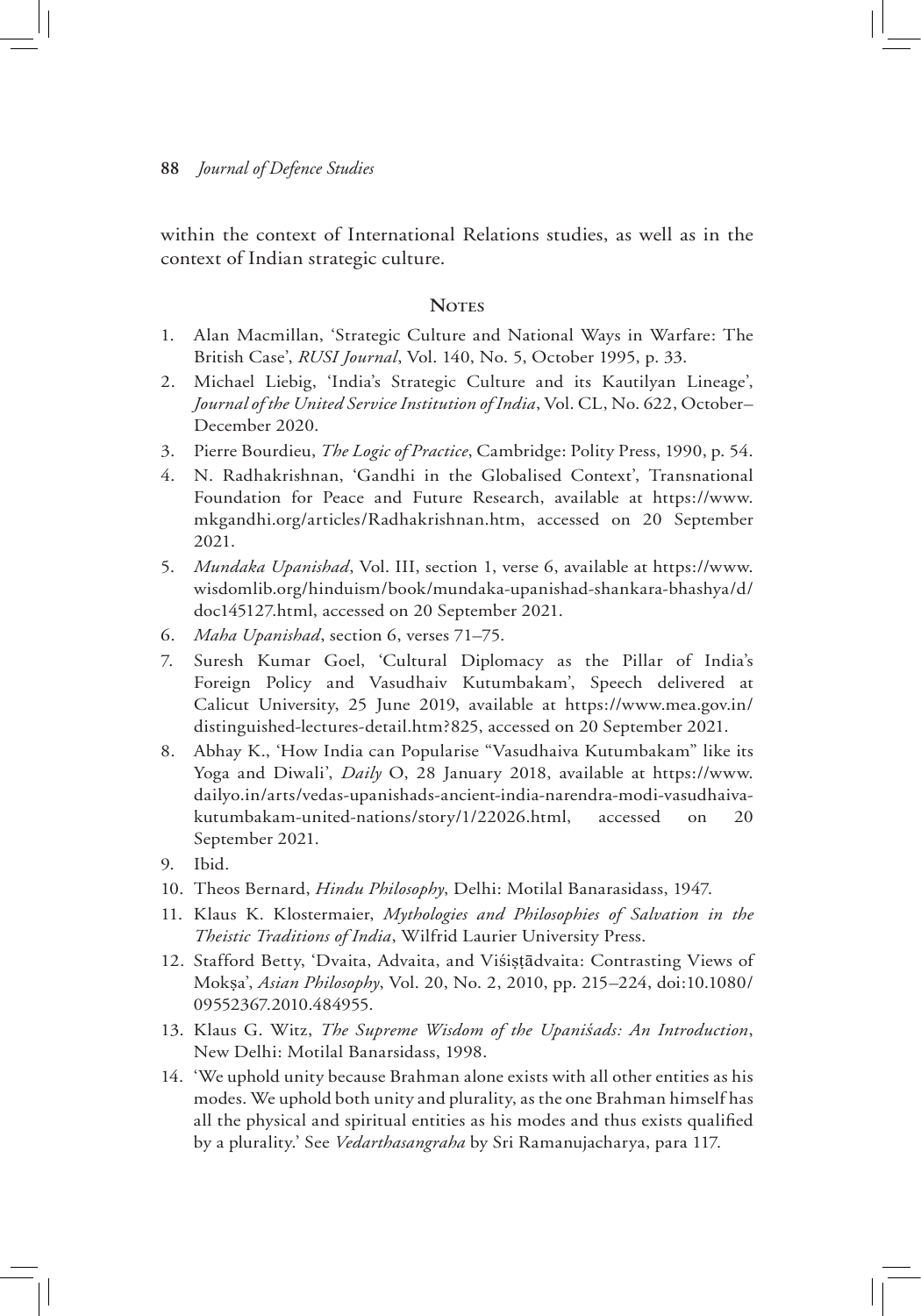within the context of International Relations studies, as well as in the context of Indian strategic culture.

## Notes

1. Alan Macmillan, 'Strategic Culture and National Ways in Warfare: The British Case', *RUSI Journal*, Vol. 140, No. 5, October 1995, p. 33.
2. Michael Liebig, 'India's Strategic Culture and its Kautilyan Lineage', *Journal of the United Service Institution of India*, Vol. CL, No. 622, October–December 2020.
3. Pierre Bourdieu, *The Logic of Practice*, Cambridge: Polity Press, 1990, p. 54.
4. N. Radhakrishnan, 'Gandhi in the Globalised Context', Transnational Foundation for Peace and Future Research, available at https://www.mkgandhi.org/articles/Radhakrishnan.htm, accessed on 20 September 2021.
5. *Mundaka Upanishad*, Vol. III, section 1, verse 6, available at https://www.wisdomlib.org/hinduism/book/mundaka-upanishad-shankara-bhashya/d/doc145127.html, accessed on 20 September 2021.
6. *Maha Upanishad*, section 6, verses 71–75.
7. Suresh Kumar Goel, 'Cultural Diplomacy as the Pillar of India's Foreign Policy and Vasudhaiv Kutumbakam', Speech delivered at Calicut University, 25 June 2019, available at https://www.mea.gov.in/distinguished-lectures-detail.htm?825, accessed on 20 September 2021.
8. Abhay K., 'How India can Popularise "Vasudhaiva Kutumbakam" like its Yoga and Diwali', *Daily* O, 28 January 2018, available at https://www.dailyo.in/arts/vedas-upanishads-ancient-india-narendra-modi-vasudhaiva-kutumbakam-united-nations/story/1/22026.html, accessed on 20 September 2021.
9. Ibid.
10. Theos Bernard, *Hindu Philosophy*, Delhi: Motilal Banarasidass, 1947.
11. Klaus K. Klostermaier, *Mythologies and Philosophies of Salvation in the Theistic Traditions of India*, Wilfrid Laurier University Press.
12. Stafford Betty, 'Dvaita, Advaita, and Viśiṣṭādvaita: Contrasting Views of Mokṣa', *Asian Philosophy*, Vol. 20, No. 2, 2010, pp. 215–224, doi:10.1080/09552367.2010.484955.
13. Klaus G. Witz, *The Supreme Wisdom of the Upaniśads: An Introduction*, New Delhi: Motilal Banarsidass, 1998.
14. 'We uphold unity because Brahman alone exists with all other entities as his modes. We uphold both unity and plurality, as the one Brahman himself has all the physical and spiritual entities as his modes and thus exists qualified by a plurality.' See *Vedarthasangraha* by Sri Ramanujacharya, para 117.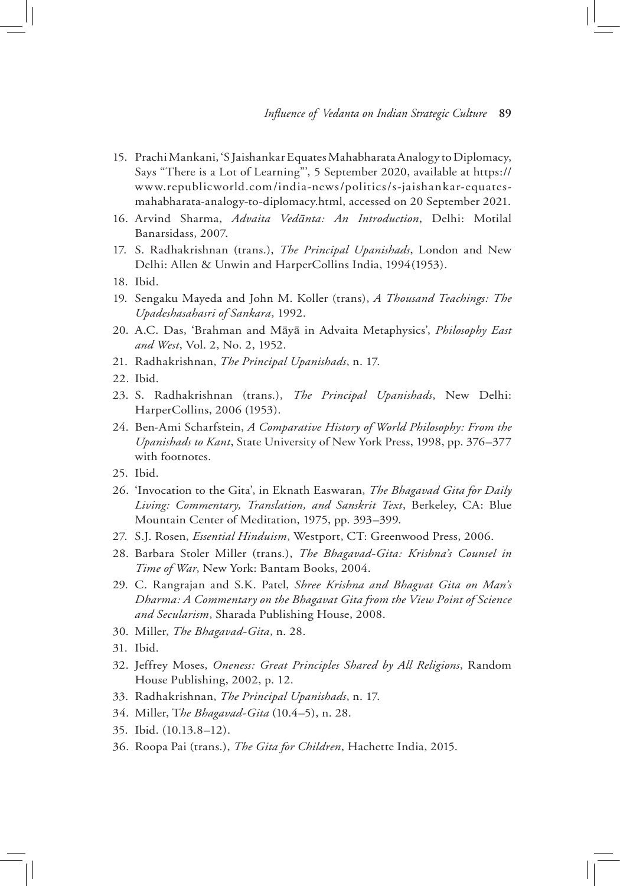15. Prachi Mankani, 'S Jaishankar Equates Mahabharata Analogy to Diplomacy, Says "There is a Lot of Learning"', 5 September 2020, available at https://www.republicworld.com/india-news/politics/s-jaishankar-equates-mahabharata-analogy-to-diplomacy.html, accessed on 20 September 2021.
16. Arvind Sharma, *Advaita Vedānta: An Introduction*, Delhi: Motilal Banarsidass, 2007.
17. S. Radhakrishnan (trans.), *The Principal Upanishads*, London and New Delhi: Allen & Unwin and HarperCollins India, 1994(1953).
18. Ibid.
19. Sengaku Mayeda and John M. Koller (trans), *A Thousand Teachings: The Upadeshasahasri of Sankara*, 1992.
20. A.C. Das, 'Brahman and Māyā in Advaita Metaphysics', *Philosophy East and West*, Vol. 2, No. 2, 1952.
21. Radhakrishnan, *The Principal Upanishads*, n. 17.
22. Ibid.
23. S. Radhakrishnan (trans.), *The Principal Upanishads*, New Delhi: HarperCollins, 2006 (1953).
24. Ben-Ami Scharfstein, *A Comparative History of World Philosophy: From the Upanishads to Kant*, State University of New York Press, 1998, pp. 376–377 with footnotes.
25. Ibid.
26. 'Invocation to the Gita', in Eknath Easwaran, *The Bhagavad Gita for Daily Living: Commentary, Translation, and Sanskrit Text*, Berkeley, CA: Blue Mountain Center of Meditation, 1975, pp. 393–399.
27. S.J. Rosen, *Essential Hinduism*, Westport, CT: Greenwood Press, 2006.
28. Barbara Stoler Miller (trans.), *The Bhagavad-Gita: Krishna's Counsel in Time of War*, New York: Bantam Books, 2004.
29. C. Rangrajan and S.K. Patel, *Shree Krishna and Bhagvat Gita on Man's Dharma: A Commentary on the Bhagavat Gita from the View Point of Science and Secularism*, Sharada Publishing House, 2008.
30. Miller, *The Bhagavad-Gita*, n. 28.
31. Ibid.
32. Jeffrey Moses, *Oneness: Great Principles Shared by All Religions*, Random House Publishing, 2002, p. 12.
33. Radhakrishnan, *The Principal Upanishads*, n. 17.
34. Miller, T*he Bhagavad-Gita* (10.4–5), n. 28.
35. Ibid. (10.13.8–12).
36. Roopa Pai (trans.), *The Gita for Children*, Hachette India, 2015.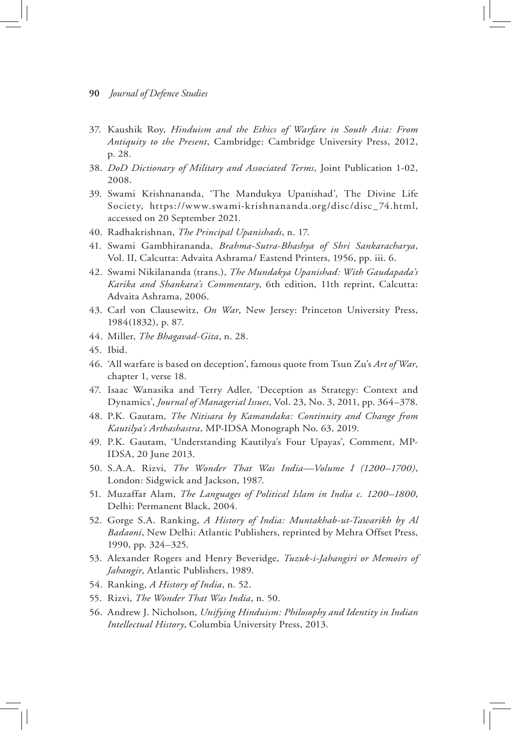37. Kaushik Roy, *Hinduism and the Ethics of Warfare in South Asia: From Antiquity to the Present*, Cambridge: Cambridge University Press, 2012, p. 28.
38. *DoD Dictionary of Military and Associated Terms*, Joint Publication 1-02, 2008.
39. Swami Krishnananda, 'The Mandukya Upanishad', The Divine Life Society, https://www.swami-krishnananda.org/disc/disc_74.html, accessed on 20 September 2021.
40. Radhakrishnan, *The Principal Upanishads*, n. 17.
41. Swami Gambhirananda, *Brahma-Sutra-Bhashya of Shri Sankaracharya*, Vol. II, Calcutta: Advaita Ashrama/ Eastend Printers, 1956, pp. iii. 6.
42. Swami Nikilananda (trans.), *The Mundakya Upanishad: With Gaudapada's Karika and Shankara's Commentary*, 6th edition, 11th reprint, Calcutta: Advaita Ashrama, 2006.
43. Carl von Clausewitz, *On War*, New Jersey: Princeton University Press, 1984(1832), p. 87.
44. Miller, *The Bhagavad-Gita*, n. 28.
45. Ibid.
46. 'All warfare is based on deception', famous quote from Tsun Zu's *Art of War*, chapter 1, verse 18.
47. Isaac Wanasika and Terry Adler, 'Deception as Strategy: Context and Dynamics', *Journal of Managerial Issues*, Vol. 23, No. 3, 2011, pp. 364–378.
48. P.K. Gautam, *The Nitisara by Kamandaka: Continuity and Change from Kautilya's Arthashastra*, MP-IDSA Monograph No. 63, 2019.
49. P.K. Gautam, 'Understanding Kautilya's Four Upayas', Comment, MP-IDSA, 20 June 2013.
50. S.A.A. Rizvi, *The Wonder That Was India—Volume I (1200–1700)*, London: Sidgwick and Jackson, 1987.
51. Muzaffar Alam, *The Languages of Political Islam in India c. 1200–1800*, Delhi: Permanent Black, 2004.
52. Gorge S.A. Ranking, *A History of India: Muntakhab-ut-Tawarikh by Al Badaoni*, New Delhi: Atlantic Publishers, reprinted by Mehra Offset Press, 1990, pp. 324–325.
53. Alexander Rogers and Henry Beveridge, *Tuzuk-i-Jahangiri or Memoirs of Jahangir*, Atlantic Publishers, 1989.
54. Ranking, *A History of India*, n. 52.
55. Rizvi, *The Wonder That Was India*, n. 50.
56. Andrew J. Nicholson, *Unifying Hinduism: Philosophy and Identity in Indian Intellectual History*, Columbia University Press, 2013.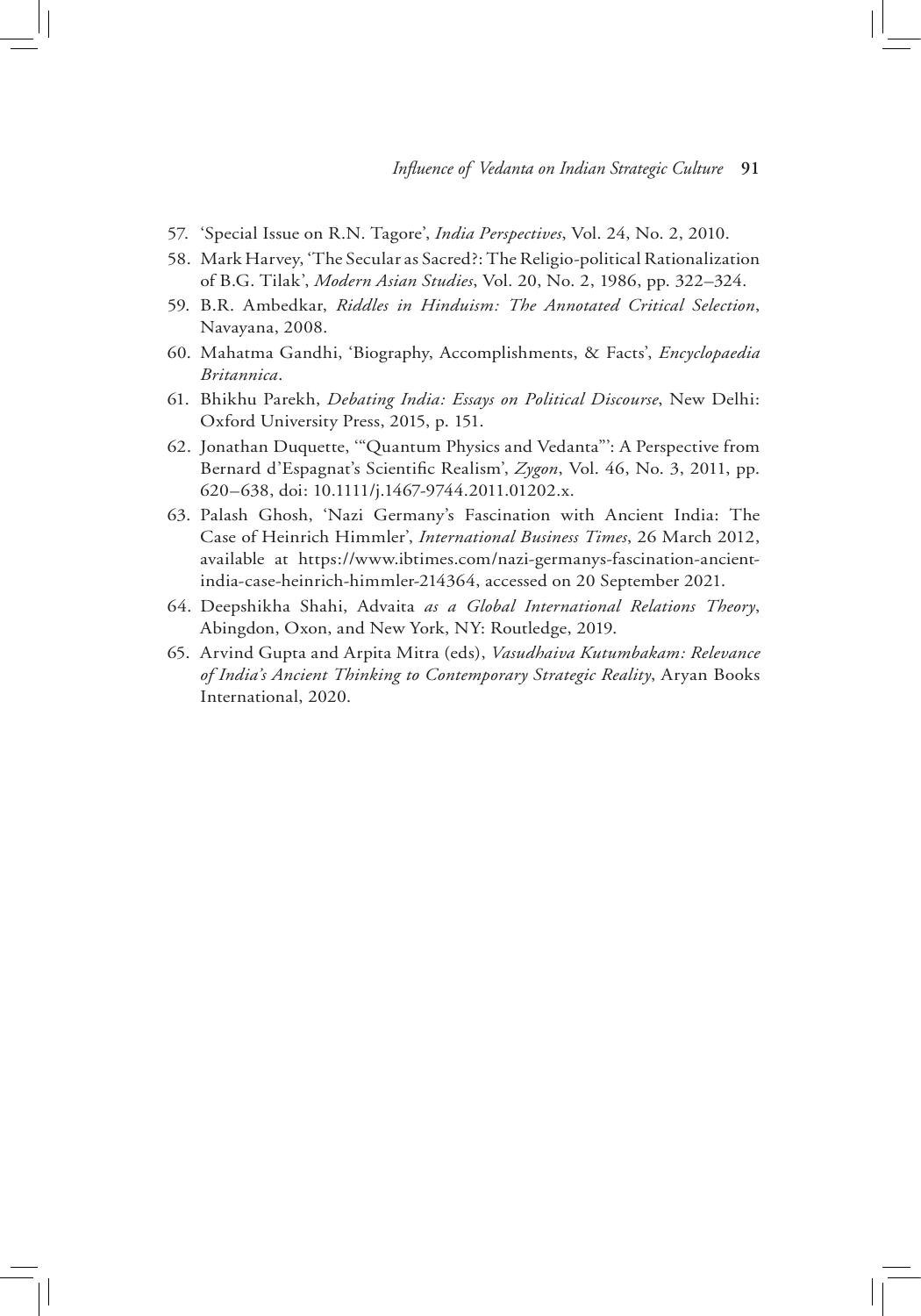57. 'Special Issue on R.N. Tagore', *India Perspectives*, Vol. 24, No. 2, 2010.
58. Mark Harvey, 'The Secular as Sacred?: The Religio-political Rationalization of B.G. Tilak', *Modern Asian Studies*, Vol. 20, No. 2, 1986, pp. 322–324.
59. B.R. Ambedkar, *Riddles in Hinduism: The Annotated Critical Selection*, Navayana, 2008.
60. Mahatma Gandhi, 'Biography, Accomplishments, & Facts', *Encyclopaedia Britannica*.
61. Bhikhu Parekh, *Debating India: Essays on Political Discourse*, New Delhi: Oxford University Press, 2015, p. 151.
62. Jonathan Duquette, '"Quantum Physics and Vedanta"': A Perspective from Bernard d'Espagnat's Scientific Realism', *Zygon*, Vol. 46, No. 3, 2011, pp. 620–638, doi: 10.1111/j.1467-9744.2011.01202.x.
63. Palash Ghosh, 'Nazi Germany's Fascination with Ancient India: The Case of Heinrich Himmler', *International Business Times*, 26 March 2012, available at https://www.ibtimes.com/nazi-germanys-fascination-ancient-india-case-heinrich-himmler-214364, accessed on 20 September 2021.
64. Deepshikha Shahi, Advaita *as a Global International Relations Theory*, Abingdon, Oxon, and New York, NY: Routledge, 2019.
65. Arvind Gupta and Arpita Mitra (eds), *Vasudhaiva Kutumbakam: Relevance of India's Ancient Thinking to Contemporary Strategic Reality*, Aryan Books International, 2020.